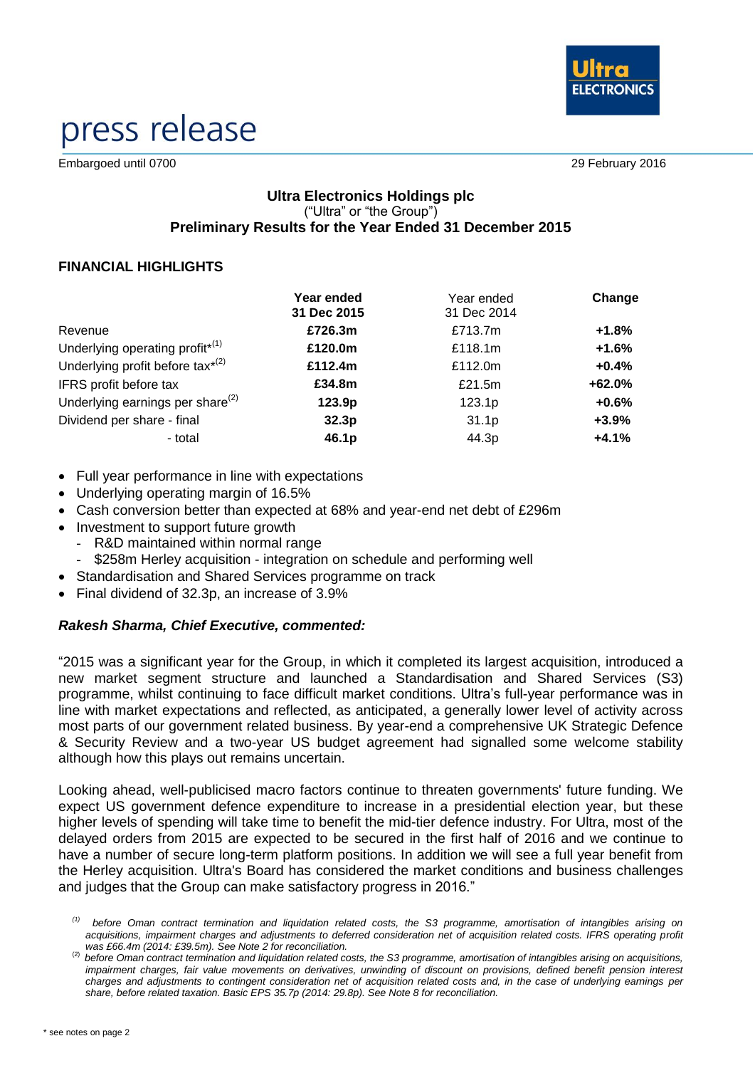press release

Embargoed until 0700 29 February 2016

## Ultra Electronics Holdings plc

("Ultra" or "the Group")

**Preliminary Results for the Year Ended 31 December 2015**

### FINANCIAL HIGHLIGHTS

| | **Year ended 31 Dec 2015** | Year ended 31 Dec 2014 | **Change** |
|---|---|---|---|
| Revenue | **£726.3m** | £713.7m | **+1.8%** |
| Underlying operating profit*[(1)] | **£120.0m** | £118.1m | **+1.6%** |
| Underlying profit before tax*[(2)] | **£112.4m** | £112.0m | **+0.4%** |
| IFRS profit before tax | **£34.8m** | £21.5m | **+62.0%** |
| Underlying earnings per share[(2)] | **123.9p** | 123.1p | **+0.6%** |
| Dividend per share - final | **32.3p** | 31.1p | **+3.9%** |
| - total | **46.1p** | 44.3p | **+4.1%** |

- Full year performance in line with expectations
- Underlying operating margin of 16.5%
- Cash conversion better than expected at 68% and year-end net debt of £296m
- Investment to support future growth
  - R&D maintained within normal range
  - $258m Herley acquisition - integration on schedule and performing well
- Standardisation and Shared Services programme on track
- Final dividend of 32.3p, an increase of 3.9%

***Rakesh Sharma, Chief Executive, commented:***

"2015 was a significant year for the Group, in which it completed its largest acquisition, introduced a new market segment structure and launched a Standardisation and Shared Services (S3) programme, whilst continuing to face difficult market conditions. Ultra's full-year performance was in line with market expectations and reflected, as anticipated, a generally lower level of activity across most parts of our government related business. By year-end a comprehensive UK Strategic Defence & Security Review and a two-year US budget agreement had signalled some welcome stability although how this plays out remains uncertain.

Looking ahead, well-publicised macro factors continue to threaten governments' future funding. We expect US government defence expenditure to increase in a presidential election year, but these higher levels of spending will take time to benefit the mid-tier defence industry. For Ultra, most of the delayed orders from 2015 are expected to be secured in the first half of 2016 and we continue to have a number of secure long-term platform positions. In addition we will see a full year benefit from the Herley acquisition. Ultra's Board has considered the market conditions and business challenges and judges that the Group can make satisfactory progress in 2016."

*(1) before Oman contract termination and liquidation related costs, the S3 programme, amortisation of intangibles arising on acquisitions, impairment charges and adjustments to deferred consideration net of acquisition related costs. IFRS operating profit was £66.4m (2014: £39.5m). See Note 2 for reconciliation.*

*(2) before Oman contract termination and liquidation related costs, the S3 programme, amortisation of intangibles arising on acquisitions, impairment charges, fair value movements on derivatives, unwinding of discount on provisions, defined benefit pension interest charges and adjustments to contingent consideration net of acquisition related costs and, in the case of underlying earnings per share, before related taxation. Basic EPS 35.7p (2014: 29.8p). See Note 8 for reconciliation.*

\* see notes on page 2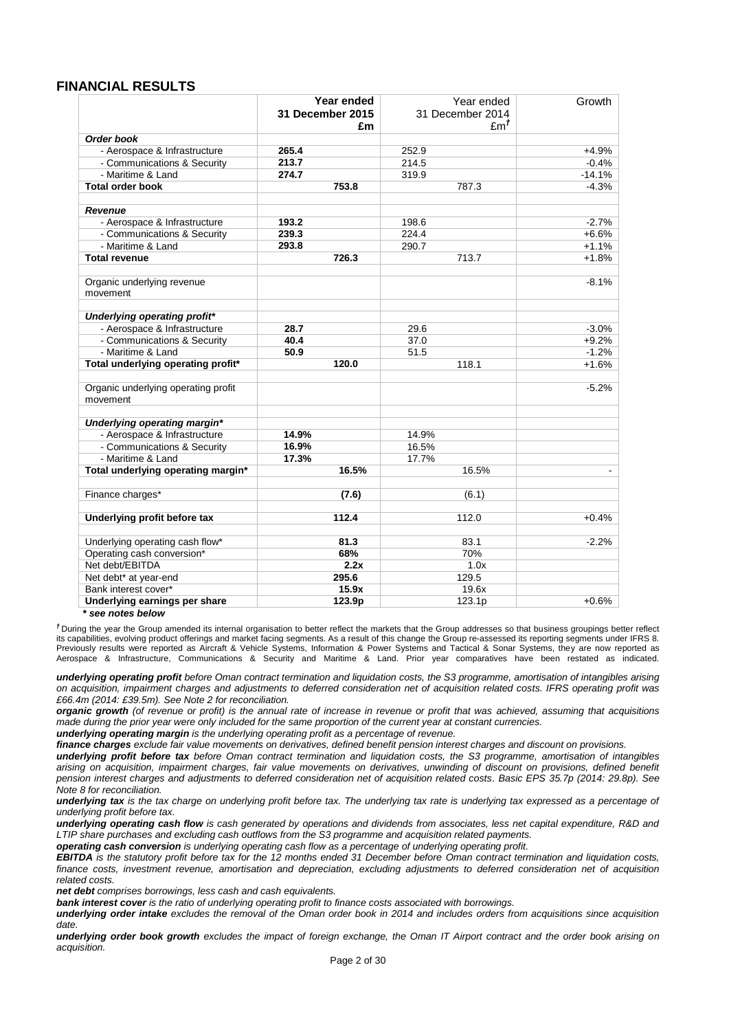## FINANCIAL RESULTS

| | Year ended 31 December 2015 £m | | Year ended 31 December 2014 £m† | | Growth |
|---|---|---|---|---|---|
| ***Order book*** | | | | | |
| - Aerospace & Infrastructure | **265.4** | | 252.9 | | +4.9% |
| - Communications & Security | **213.7** | | 214.5 | | -0.4% |
| - Maritime & Land | **274.7** | | 319.9 | | -14.1% |
| **Total order book** | | **753.8** | | 787.3 | -4.3% |
| | | | | | |
| ***Revenue*** | | | | | |
| - Aerospace & Infrastructure | **193.2** | | 198.6 | | -2.7% |
| - Communications & Security | **239.3** | | 224.4 | | +6.6% |
| - Maritime & Land | **293.8** | | 290.7 | | +1.1% |
| **Total revenue** | | **726.3** | | 713.7 | +1.8% |
| | | | | | |
| Organic underlying revenue movement | | | | | -8.1% |
| | | | | | |
| ***Underlying operating profit**** | | | | | |
| - Aerospace & Infrastructure | **28.7** | | 29.6 | | -3.0% |
| - Communications & Security | **40.4** | | 37.0 | | +9.2% |
| - Maritime & Land | **50.9** | | 51.5 | | -1.2% |
| **Total underlying operating profit*** | | **120.0** | | 118.1 | +1.6% |
| | | | | | |
| Organic underlying operating profit movement | | | | | -5.2% |
| | | | | | |
| ***Underlying operating margin**** | | | | | |
| - Aerospace & Infrastructure | **14.9%** | | 14.9% | | |
| - Communications & Security | **16.9%** | | 16.5% | | |
| - Maritime & Land | **17.3%** | | 17.7% | | |
| **Total underlying operating margin*** | | **16.5%** | | 16.5% | - |
| | | | | | |
| Finance charges* | | **(7.6)** | | (6.1) | |
| | | | | | |
| **Underlying profit before tax** | | **112.4** | | 112.0 | +0.4% |
| | | | | | |
| Underlying operating cash flow* | | **81.3** | | 83.1 | -2.2% |
| Operating cash conversion* | | **68%** | | 70% | |
| Net debt/EBITDA | | **2.2x** | | 1.0x | |
| Net debt* at year-end | | **295.6** | | 129.5 | |
| Bank interest cover* | | **15.9x** | | 19.6x | |
| **Underlying earnings per share** | | **123.9p** | | 123.1p | +0.6% |

***\* see notes below***

† During the year the Group amended its internal organisation to better reflect the markets that the Group addresses so that business groupings better reflect its capabilities, evolving product offerings and market facing segments. As a result of this change the Group re-assessed its reporting segments under IFRS 8. Previously results were reported as Aircraft & Vehicle Systems, Information & Power Systems and Tactical & Sonar Systems, they are now reported as Aerospace & Infrastructure, Communications & Security and Maritime & Land. Prior year comparatives have been restated as indicated.

***underlying operating profit*** *before Oman contract termination and liquidation costs, the S3 programme, amortisation of intangibles arising on acquisition, impairment charges and adjustments to deferred consideration net of acquisition related costs. IFRS operating profit was £66.4m (2014: £39.5m). See Note 2 for reconciliation.*

***organic growth*** *(of revenue or profit) is the annual rate of increase in revenue or profit that was achieved, assuming that acquisitions made during the prior year were only included for the same proportion of the current year at constant currencies.*

***underlying operating margin*** *is the underlying operating profit as a percentage of revenue.*

***finance charges*** *exclude fair value movements on derivatives, defined benefit pension interest charges and discount on provisions.*

***underlying profit before tax*** *before Oman contract termination and liquidation costs, the S3 programme, amortisation of intangibles arising on acquisition, impairment charges, fair value movements on derivatives, unwinding of discount on provisions, defined benefit pension interest charges and adjustments to deferred consideration net of acquisition related costs. Basic EPS 35.7p (2014: 29.8p). See Note 8 for reconciliation.*

***underlying tax*** *is the tax charge on underlying profit before tax. The underlying tax rate is underlying tax expressed as a percentage of underlying profit before tax.*

***underlying operating cash flow*** *is cash generated by operations and dividends from associates, less net capital expenditure, R&D and LTIP share purchases and excluding cash outflows from the S3 programme and acquisition related payments.*

***operating cash conversion*** *is underlying operating cash flow as a percentage of underlying operating profit.*

***EBITDA*** *is the statutory profit before tax for the 12 months ended 31 December before Oman contract termination and liquidation costs, finance costs, investment revenue, amortisation and depreciation, excluding adjustments to deferred consideration net of acquisition related costs.*

***net debt*** *comprises borrowings, less cash and cash equivalents.*

***bank interest cover*** *is the ratio of underlying operating profit to finance costs associated with borrowings.*

***underlying order intake*** *excludes the removal of the Oman order book in 2014 and includes orders from acquisitions since acquisition date.*

***underlying order book growth*** *excludes the impact of foreign exchange, the Oman IT Airport contract and the order book arising on acquisition.*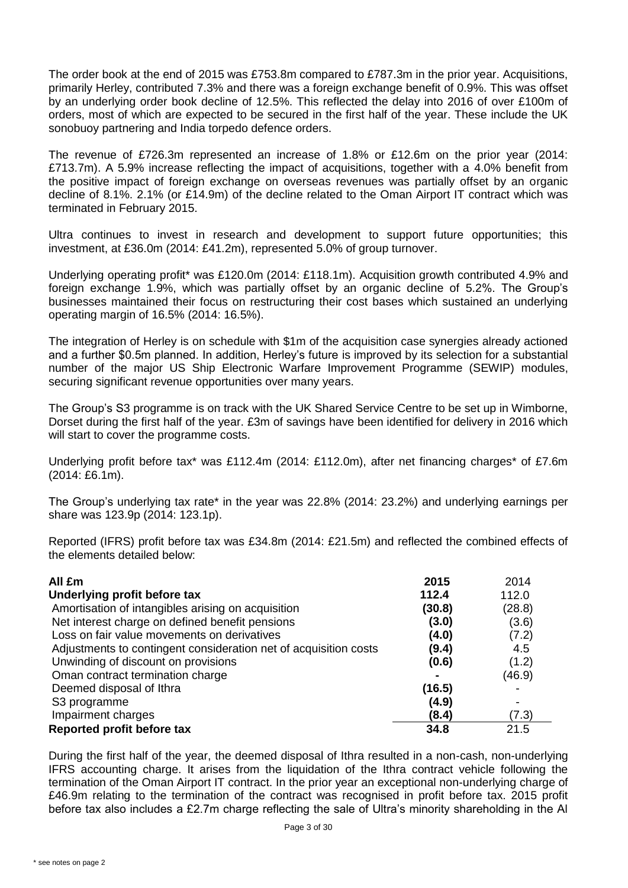The order book at the end of 2015 was £753.8m compared to £787.3m in the prior year. Acquisitions, primarily Herley, contributed 7.3% and there was a foreign exchange benefit of 0.9%. This was offset by an underlying order book decline of 12.5%. This reflected the delay into 2016 of over £100m of orders, most of which are expected to be secured in the first half of the year. These include the UK sonobuoy partnering and India torpedo defence orders.

The revenue of £726.3m represented an increase of 1.8% or £12.6m on the prior year (2014: £713.7m). A 5.9% increase reflecting the impact of acquisitions, together with a 4.0% benefit from the positive impact of foreign exchange on overseas revenues was partially offset by an organic decline of 8.1%. 2.1% (or £14.9m) of the decline related to the Oman Airport IT contract which was terminated in February 2015.

Ultra continues to invest in research and development to support future opportunities; this investment, at £36.0m (2014: £41.2m), represented 5.0% of group turnover.

Underlying operating profit* was £120.0m (2014: £118.1m). Acquisition growth contributed 4.9% and foreign exchange 1.9%, which was partially offset by an organic decline of 5.2%. The Group's businesses maintained their focus on restructuring their cost bases which sustained an underlying operating margin of 16.5% (2014: 16.5%).

The integration of Herley is on schedule with $1m of the acquisition case synergies already actioned and a further $0.5m planned. In addition, Herley's future is improved by its selection for a substantial number of the major US Ship Electronic Warfare Improvement Programme (SEWIP) modules, securing significant revenue opportunities over many years.

The Group's S3 programme is on track with the UK Shared Service Centre to be set up in Wimborne, Dorset during the first half of the year. £3m of savings have been identified for delivery in 2016 which will start to cover the programme costs.

Underlying profit before tax* was £112.4m (2014: £112.0m), after net financing charges* of £7.6m (2014: £6.1m).

The Group's underlying tax rate* in the year was 22.8% (2014: 23.2%) and underlying earnings per share was 123.9p (2014: 123.1p).

Reported (IFRS) profit before tax was £34.8m (2014: £21.5m) and reflected the combined effects of the elements detailed below:

| **All £m** | **2015** | 2014 |
|---|---|---|
| **Underlying profit before tax** | **112.4** | 112.0 |
| Amortisation of intangibles arising on acquisition | **(30.8)** | (28.8) |
| Net interest charge on defined benefit pensions | **(3.0)** | (3.6) |
| Loss on fair value movements on derivatives | **(4.0)** | (7.2) |
| Adjustments to contingent consideration net of acquisition costs | **(9.4)** | 4.5 |
| Unwinding of discount on provisions | **(0.6)** | (1.2) |
| Oman contract termination charge | **-** | (46.9) |
| Deemed disposal of Ithra | **(16.5)** | - |
| S3 programme | **(4.9)** | - |
| Impairment charges | **(8.4)** | (7.3) |
| **Reported profit before tax** | **34.8** | 21.5 |

During the first half of the year, the deemed disposal of Ithra resulted in a non-cash, non-underlying IFRS accounting charge. It arises from the liquidation of the Ithra contract vehicle following the termination of the Oman Airport IT contract. In the prior year an exceptional non-underlying charge of £46.9m relating to the termination of the contract was recognised in profit before tax. 2015 profit before tax also includes a £2.7m charge reflecting the sale of Ultra's minority shareholding in the Al

\* see notes on page 2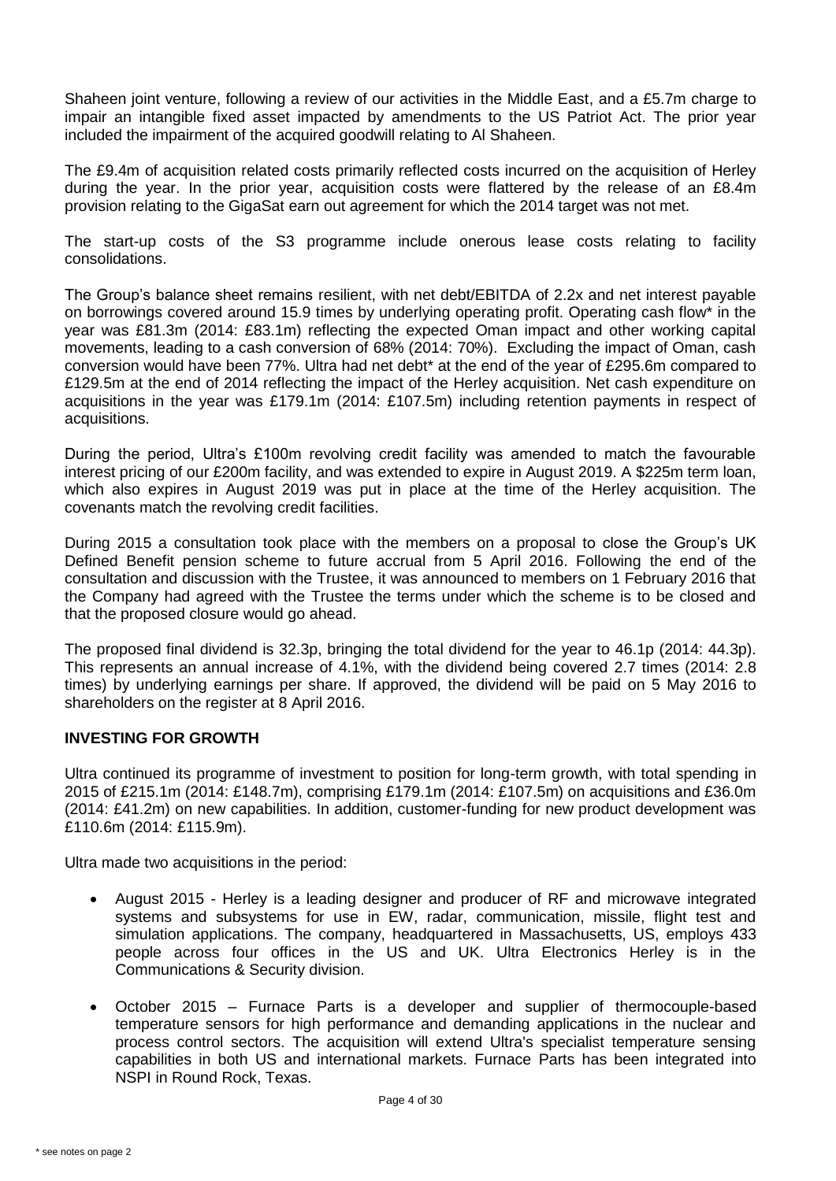Shaheen joint venture, following a review of our activities in the Middle East, and a £5.7m charge to impair an intangible fixed asset impacted by amendments to the US Patriot Act. The prior year included the impairment of the acquired goodwill relating to Al Shaheen.

The £9.4m of acquisition related costs primarily reflected costs incurred on the acquisition of Herley during the year. In the prior year, acquisition costs were flattered by the release of an £8.4m provision relating to the GigaSat earn out agreement for which the 2014 target was not met.

The start-up costs of the S3 programme include onerous lease costs relating to facility consolidations.

The Group's balance sheet remains resilient, with net debt/EBITDA of 2.2x and net interest payable on borrowings covered around 15.9 times by underlying operating profit. Operating cash flow* in the year was £81.3m (2014: £83.1m) reflecting the expected Oman impact and other working capital movements, leading to a cash conversion of 68% (2014: 70%). Excluding the impact of Oman, cash conversion would have been 77%. Ultra had net debt* at the end of the year of £295.6m compared to £129.5m at the end of 2014 reflecting the impact of the Herley acquisition. Net cash expenditure on acquisitions in the year was £179.1m (2014: £107.5m) including retention payments in respect of acquisitions.

During the period, Ultra's £100m revolving credit facility was amended to match the favourable interest pricing of our £200m facility, and was extended to expire in August 2019. A $225m term loan, which also expires in August 2019 was put in place at the time of the Herley acquisition. The covenants match the revolving credit facilities.

During 2015 a consultation took place with the members on a proposal to close the Group's UK Defined Benefit pension scheme to future accrual from 5 April 2016. Following the end of the consultation and discussion with the Trustee, it was announced to members on 1 February 2016 that the Company had agreed with the Trustee the terms under which the scheme is to be closed and that the proposed closure would go ahead.

The proposed final dividend is 32.3p, bringing the total dividend for the year to 46.1p (2014: 44.3p). This represents an annual increase of 4.1%, with the dividend being covered 2.7 times (2014: 2.8 times) by underlying earnings per share. If approved, the dividend will be paid on 5 May 2016 to shareholders on the register at 8 April 2016.

## INVESTING FOR GROWTH

Ultra continued its programme of investment to position for long-term growth, with total spending in 2015 of £215.1m (2014: £148.7m), comprising £179.1m (2014: £107.5m) on acquisitions and £36.0m (2014: £41.2m) on new capabilities. In addition, customer-funding for new product development was £110.6m (2014: £115.9m).

Ultra made two acquisitions in the period:

- August 2015 - Herley is a leading designer and producer of RF and microwave integrated systems and subsystems for use in EW, radar, communication, missile, flight test and simulation applications. The company, headquartered in Massachusetts, US, employs 433 people across four offices in the US and UK. Ultra Electronics Herley is in the Communications & Security division.
- October 2015 – Furnace Parts is a developer and supplier of thermocouple-based temperature sensors for high performance and demanding applications in the nuclear and process control sectors. The acquisition will extend Ultra's specialist temperature sensing capabilities in both US and international markets. Furnace Parts has been integrated into NSPI in Round Rock, Texas.

\* see notes on page 2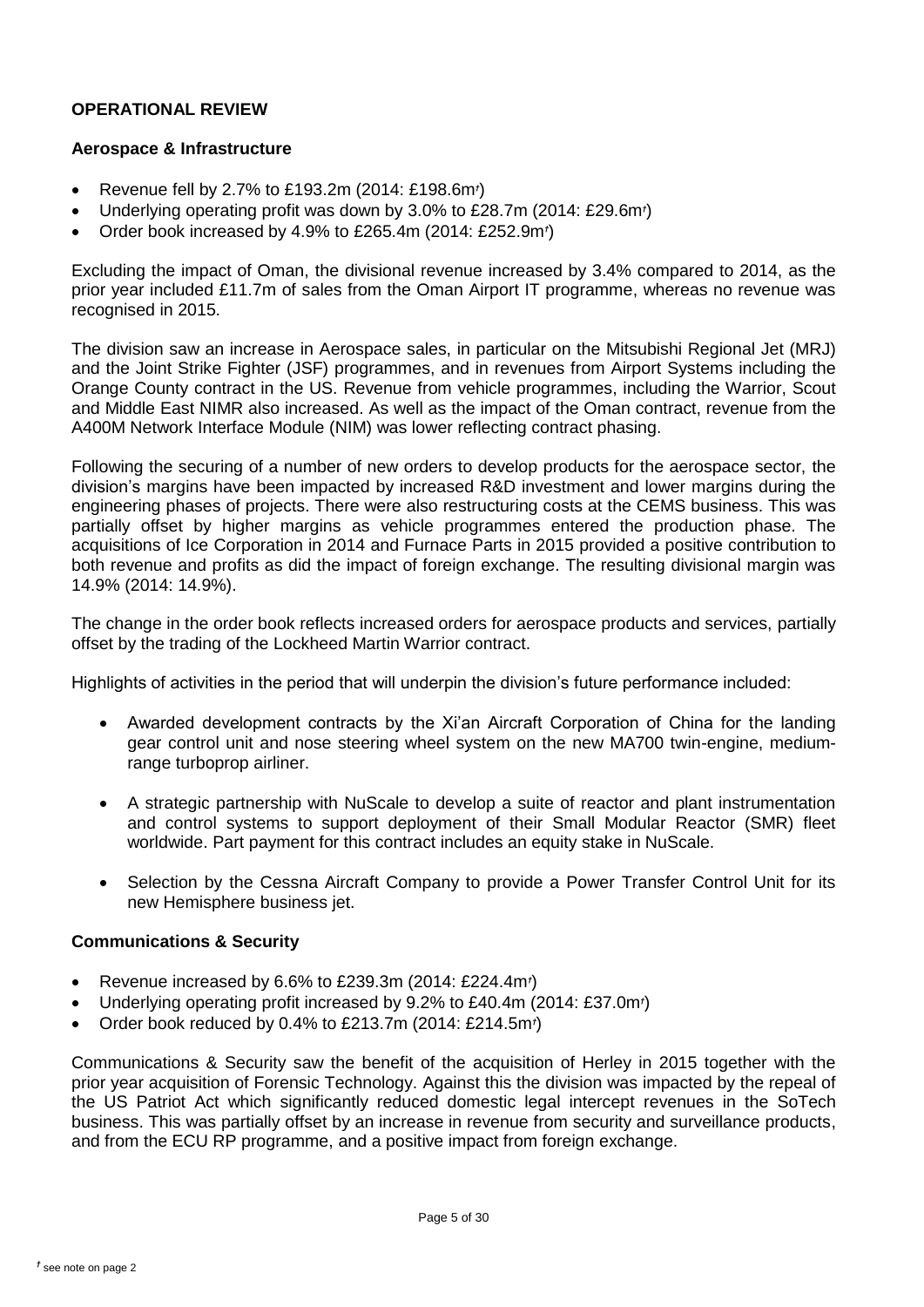## OPERATIONAL REVIEW

### Aerospace & Infrastructure

- Revenue fell by 2.7% to £193.2m (2014: £198.6m*ᶠ*)
- Underlying operating profit was down by 3.0% to £28.7m (2014: £29.6m*ᶠ*)
- Order book increased by 4.9% to £265.4m (2014: £252.9m*ᶠ*)

Excluding the impact of Oman, the divisional revenue increased by 3.4% compared to 2014, as the prior year included £11.7m of sales from the Oman Airport IT programme, whereas no revenue was recognised in 2015.

The division saw an increase in Aerospace sales, in particular on the Mitsubishi Regional Jet (MRJ) and the Joint Strike Fighter (JSF) programmes, and in revenues from Airport Systems including the Orange County contract in the US. Revenue from vehicle programmes, including the Warrior, Scout and Middle East NIMR also increased. As well as the impact of the Oman contract, revenue from the A400M Network Interface Module (NIM) was lower reflecting contract phasing.

Following the securing of a number of new orders to develop products for the aerospace sector, the division's margins have been impacted by increased R&D investment and lower margins during the engineering phases of projects. There were also restructuring costs at the CEMS business. This was partially offset by higher margins as vehicle programmes entered the production phase. The acquisitions of Ice Corporation in 2014 and Furnace Parts in 2015 provided a positive contribution to both revenue and profits as did the impact of foreign exchange. The resulting divisional margin was 14.9% (2014: 14.9%).

The change in the order book reflects increased orders for aerospace products and services, partially offset by the trading of the Lockheed Martin Warrior contract.

Highlights of activities in the period that will underpin the division's future performance included:

- Awarded development contracts by the Xi'an Aircraft Corporation of China for the landing gear control unit and nose steering wheel system on the new MA700 twin-engine, medium-range turboprop airliner.
- A strategic partnership with NuScale to develop a suite of reactor and plant instrumentation and control systems to support deployment of their Small Modular Reactor (SMR) fleet worldwide. Part payment for this contract includes an equity stake in NuScale.
- Selection by the Cessna Aircraft Company to provide a Power Transfer Control Unit for its new Hemisphere business jet.

### Communications & Security

- Revenue increased by 6.6% to £239.3m (2014: £224.4m*ᶠ*)
- Underlying operating profit increased by 9.2% to £40.4m (2014: £37.0m*ᶠ*)
- Order book reduced by 0.4% to £213.7m (2014: £214.5m*ᶠ*)

Communications & Security saw the benefit of the acquisition of Herley in 2015 together with the prior year acquisition of Forensic Technology. Against this the division was impacted by the repeal of the US Patriot Act which significantly reduced domestic legal intercept revenues in the SoTech business. This was partially offset by an increase in revenue from security and surveillance products, and from the ECU RP programme, and a positive impact from foreign exchange.

*ᶠ* see note on page 2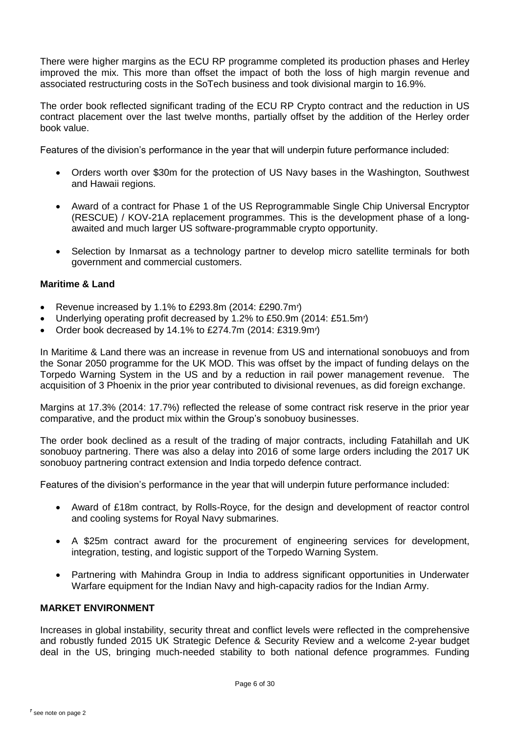There were higher margins as the ECU RP programme completed its production phases and Herley improved the mix. This more than offset the impact of both the loss of high margin revenue and associated restructuring costs in the SoTech business and took divisional margin to 16.9%.

The order book reflected significant trading of the ECU RP Crypto contract and the reduction in US contract placement over the last twelve months, partially offset by the addition of the Herley order book value.

Features of the division's performance in the year that will underpin future performance included:

- Orders worth over $30m for the protection of US Navy bases in the Washington, Southwest and Hawaii regions.
- Award of a contract for Phase 1 of the US Reprogrammable Single Chip Universal Encryptor (RESCUE) / KOV-21A replacement programmes. This is the development phase of a long-awaited and much larger US software-programmable crypto opportunity.
- Selection by Inmarsat as a technology partner to develop micro satellite terminals for both government and commercial customers.

**Maritime & Land**

- Revenue increased by 1.1% to £293.8m (2014: £290.7m†)
- Underlying operating profit decreased by 1.2% to £50.9m (2014: £51.5m†)
- Order book decreased by 14.1% to £274.7m (2014: £319.9m†)

In Maritime & Land there was an increase in revenue from US and international sonobuoys and from the Sonar 2050 programme for the UK MOD. This was offset by the impact of funding delays on the Torpedo Warning System in the US and by a reduction in rail power management revenue. The acquisition of 3 Phoenix in the prior year contributed to divisional revenues, as did foreign exchange.

Margins at 17.3% (2014: 17.7%) reflected the release of some contract risk reserve in the prior year comparative, and the product mix within the Group's sonobuoy businesses.

The order book declined as a result of the trading of major contracts, including Fatahillah and UK sonobuoy partnering. There was also a delay into 2016 of some large orders including the 2017 UK sonobuoy partnering contract extension and India torpedo defence contract.

Features of the division's performance in the year that will underpin future performance included:

- Award of £18m contract, by Rolls-Royce, for the design and development of reactor control and cooling systems for Royal Navy submarines.
- A $25m contract award for the procurement of engineering services for development, integration, testing, and logistic support of the Torpedo Warning System.
- Partnering with Mahindra Group in India to address significant opportunities in Underwater Warfare equipment for the Indian Navy and high-capacity radios for the Indian Army.

**MARKET ENVIRONMENT**

Increases in global instability, security threat and conflict levels were reflected in the comprehensive and robustly funded 2015 UK Strategic Defence & Security Review and a welcome 2-year budget deal in the US, bringing much-needed stability to both national defence programmes. Funding

† see note on page 2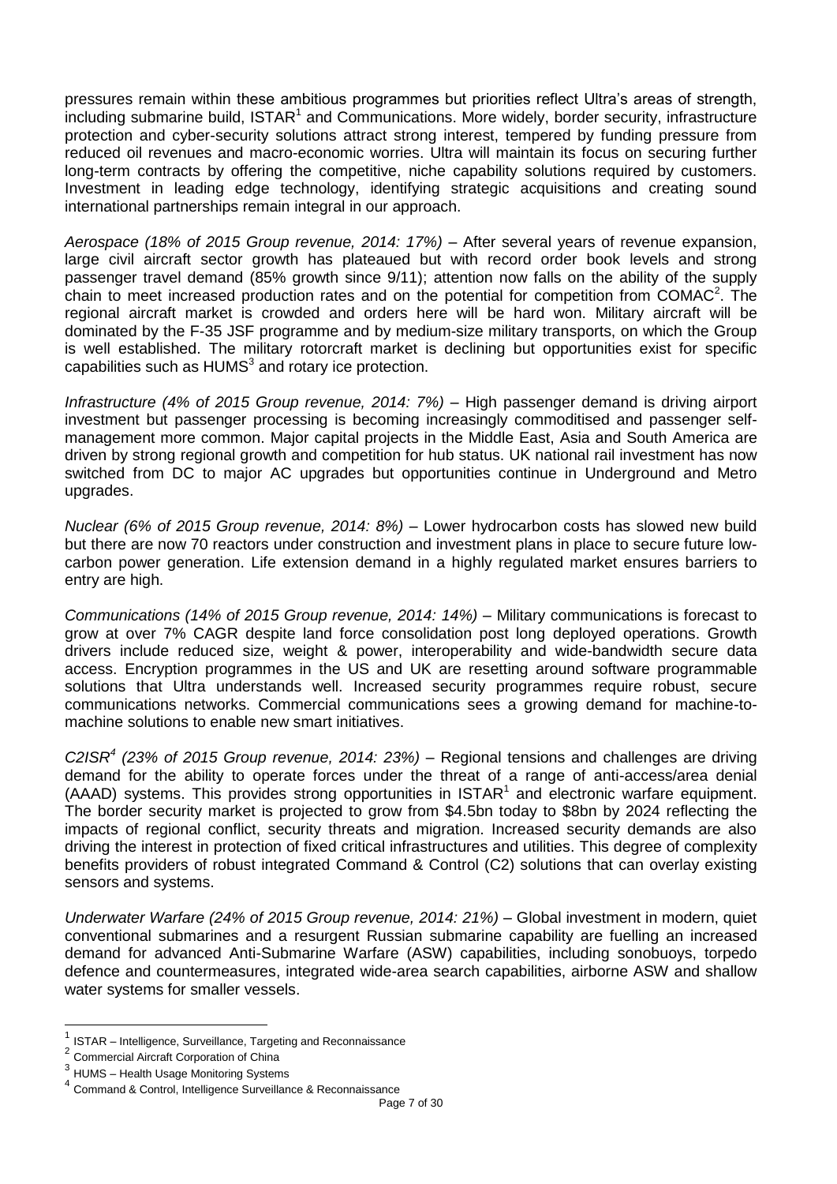pressures remain within these ambitious programmes but priorities reflect Ultra's areas of strength, including submarine build, ISTAR[1] and Communications. More widely, border security, infrastructure protection and cyber-security solutions attract strong interest, tempered by funding pressure from reduced oil revenues and macro-economic worries. Ultra will maintain its focus on securing further long-term contracts by offering the competitive, niche capability solutions required by customers. Investment in leading edge technology, identifying strategic acquisitions and creating sound international partnerships remain integral in our approach.

*Aerospace (18% of 2015 Group revenue, 2014: 17%)* – After several years of revenue expansion, large civil aircraft sector growth has plateaued but with record order book levels and strong passenger travel demand (85% growth since 9/11); attention now falls on the ability of the supply chain to meet increased production rates and on the potential for competition from COMAC[2]. The regional aircraft market is crowded and orders here will be hard won. Military aircraft will be dominated by the F-35 JSF programme and by medium-size military transports, on which the Group is well established. The military rotorcraft market is declining but opportunities exist for specific capabilities such as HUMS[3] and rotary ice protection.

*Infrastructure (4% of 2015 Group revenue, 2014: 7%)* – High passenger demand is driving airport investment but passenger processing is becoming increasingly commoditised and passenger self-management more common. Major capital projects in the Middle East, Asia and South America are driven by strong regional growth and competition for hub status. UK national rail investment has now switched from DC to major AC upgrades but opportunities continue in Underground and Metro upgrades.

*Nuclear (6% of 2015 Group revenue, 2014: 8%)* – Lower hydrocarbon costs has slowed new build but there are now 70 reactors under construction and investment plans in place to secure future low-carbon power generation. Life extension demand in a highly regulated market ensures barriers to entry are high.

*Communications (14% of 2015 Group revenue, 2014: 14%)* – Military communications is forecast to grow at over 7% CAGR despite land force consolidation post long deployed operations. Growth drivers include reduced size, weight & power, interoperability and wide-bandwidth secure data access. Encryption programmes in the US and UK are resetting around software programmable solutions that Ultra understands well. Increased security programmes require robust, secure communications networks. Commercial communications sees a growing demand for machine-to-machine solutions to enable new smart initiatives.

*C2ISR[4] (23% of 2015 Group revenue, 2014: 23%)* – Regional tensions and challenges are driving demand for the ability to operate forces under the threat of a range of anti-access/area denial (AAAD) systems. This provides strong opportunities in ISTAR[1] and electronic warfare equipment. The border security market is projected to grow from $4.5bn today to $8bn by 2024 reflecting the impacts of regional conflict, security threats and migration. Increased security demands are also driving the interest in protection of fixed critical infrastructures and utilities. This degree of complexity benefits providers of robust integrated Command & Control (C2) solutions that can overlay existing sensors and systems.

*Underwater Warfare (24% of 2015 Group revenue, 2014: 21%)* – Global investment in modern, quiet conventional submarines and a resurgent Russian submarine capability are fuelling an increased demand for advanced Anti-Submarine Warfare (ASW) capabilities, including sonobuoys, torpedo defence and countermeasures, integrated wide-area search capabilities, airborne ASW and shallow water systems for smaller vessels.

---

[1] ISTAR – Intelligence, Surveillance, Targeting and Reconnaissance

[2] Commercial Aircraft Corporation of China

[3] HUMS – Health Usage Monitoring Systems

[4] Command & Control, Intelligence Surveillance & Reconnaissance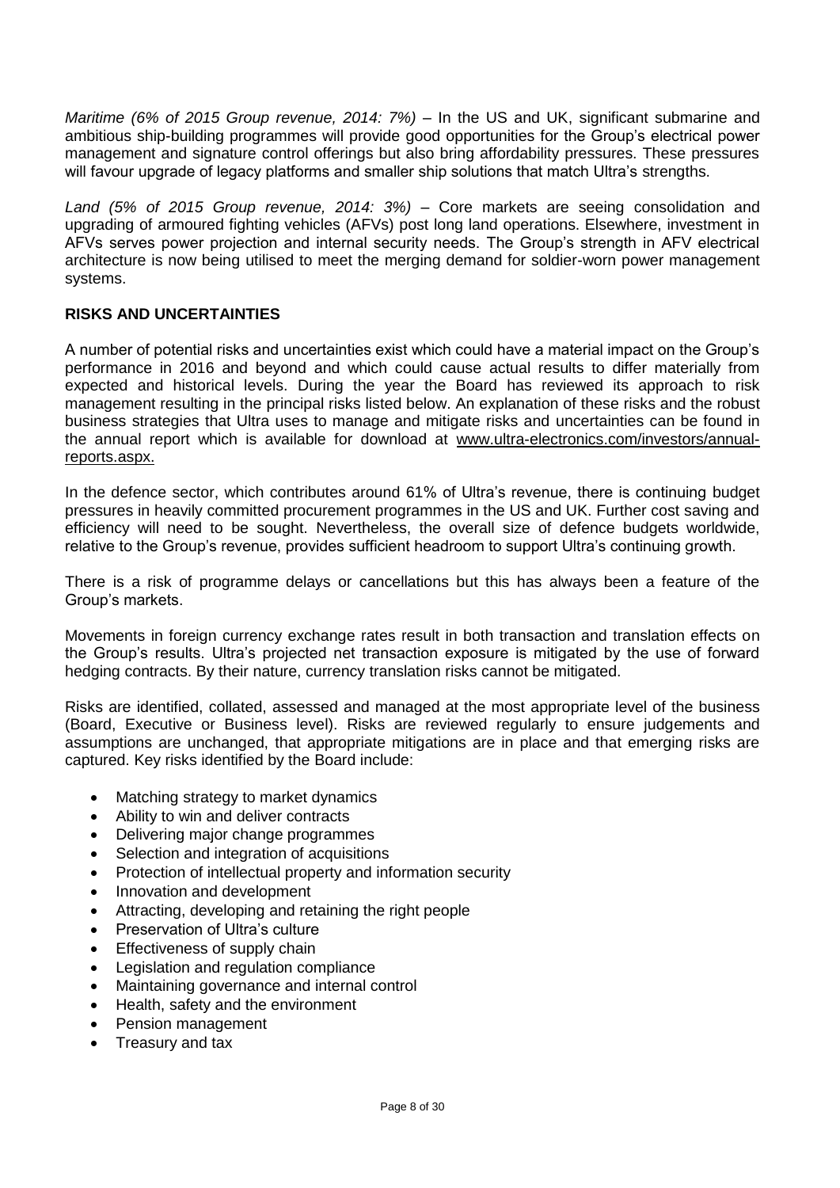*Maritime (6% of 2015 Group revenue, 2014: 7%)* – In the US and UK, significant submarine and ambitious ship-building programmes will provide good opportunities for the Group's electrical power management and signature control offerings but also bring affordability pressures. These pressures will favour upgrade of legacy platforms and smaller ship solutions that match Ultra's strengths.

*Land (5% of 2015 Group revenue, 2014: 3%)* – Core markets are seeing consolidation and upgrading of armoured fighting vehicles (AFVs) post long land operations. Elsewhere, investment in AFVs serves power projection and internal security needs. The Group's strength in AFV electrical architecture is now being utilised to meet the merging demand for soldier-worn power management systems.

## RISKS AND UNCERTAINTIES

A number of potential risks and uncertainties exist which could have a material impact on the Group's performance in 2016 and beyond and which could cause actual results to differ materially from expected and historical levels. During the year the Board has reviewed its approach to risk management resulting in the principal risks listed below. An explanation of these risks and the robust business strategies that Ultra uses to manage and mitigate risks and uncertainties can be found in the annual report which is available for download at www.ultra-electronics.com/investors/annual-reports.aspx.

In the defence sector, which contributes around 61% of Ultra's revenue, there is continuing budget pressures in heavily committed procurement programmes in the US and UK. Further cost saving and efficiency will need to be sought. Nevertheless, the overall size of defence budgets worldwide, relative to the Group's revenue, provides sufficient headroom to support Ultra's continuing growth.

There is a risk of programme delays or cancellations but this has always been a feature of the Group's markets.

Movements in foreign currency exchange rates result in both transaction and translation effects on the Group's results. Ultra's projected net transaction exposure is mitigated by the use of forward hedging contracts. By their nature, currency translation risks cannot be mitigated.

Risks are identified, collated, assessed and managed at the most appropriate level of the business (Board, Executive or Business level). Risks are reviewed regularly to ensure judgements and assumptions are unchanged, that appropriate mitigations are in place and that emerging risks are captured. Key risks identified by the Board include:

- Matching strategy to market dynamics
- Ability to win and deliver contracts
- Delivering major change programmes
- Selection and integration of acquisitions
- Protection of intellectual property and information security
- Innovation and development
- Attracting, developing and retaining the right people
- Preservation of Ultra's culture
- Effectiveness of supply chain
- Legislation and regulation compliance
- Maintaining governance and internal control
- Health, safety and the environment
- Pension management
- Treasury and tax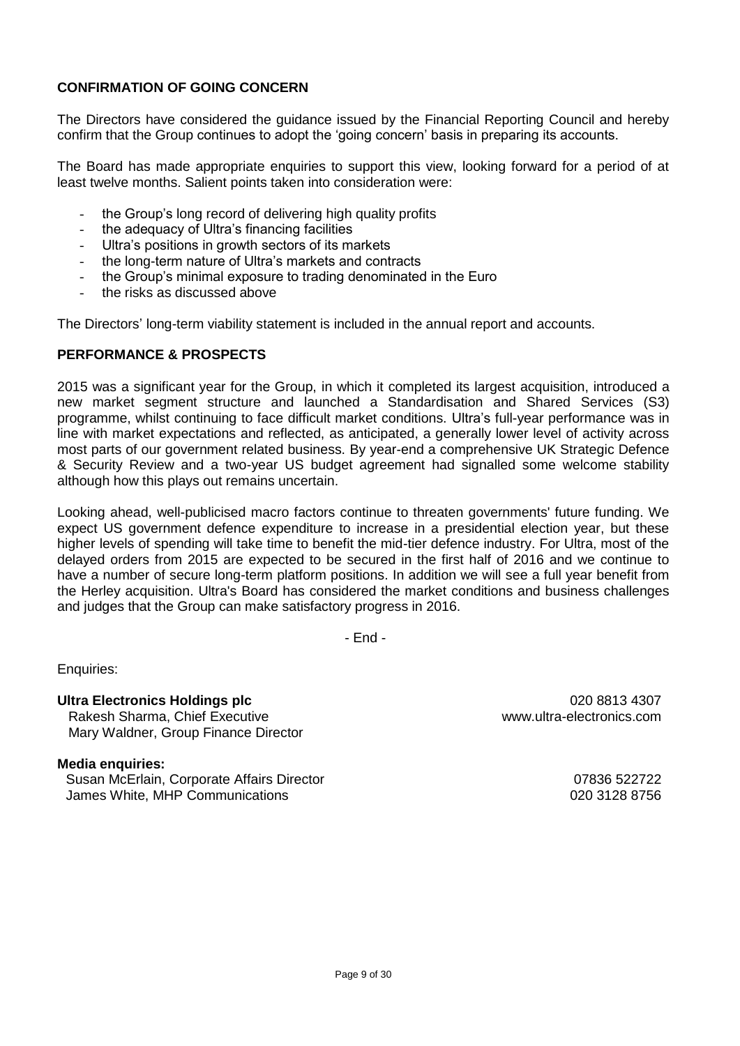## CONFIRMATION OF GOING CONCERN

The Directors have considered the guidance issued by the Financial Reporting Council and hereby confirm that the Group continues to adopt the 'going concern' basis in preparing its accounts.

The Board has made appropriate enquiries to support this view, looking forward for a period of at least twelve months. Salient points taken into consideration were:

- the Group's long record of delivering high quality profits
- the adequacy of Ultra's financing facilities
- Ultra's positions in growth sectors of its markets
- the long-term nature of Ultra's markets and contracts
- the Group's minimal exposure to trading denominated in the Euro
- the risks as discussed above

The Directors' long-term viability statement is included in the annual report and accounts.

## PERFORMANCE & PROSPECTS

2015 was a significant year for the Group, in which it completed its largest acquisition, introduced a new market segment structure and launched a Standardisation and Shared Services (S3) programme, whilst continuing to face difficult market conditions. Ultra's full-year performance was in line with market expectations and reflected, as anticipated, a generally lower level of activity across most parts of our government related business. By year-end a comprehensive UK Strategic Defence & Security Review and a two-year US budget agreement had signalled some welcome stability although how this plays out remains uncertain.

Looking ahead, well-publicised macro factors continue to threaten governments' future funding. We expect US government defence expenditure to increase in a presidential election year, but these higher levels of spending will take time to benefit the mid-tier defence industry. For Ultra, most of the delayed orders from 2015 are expected to be secured in the first half of 2016 and we continue to have a number of secure long-term platform positions. In addition we will see a full year benefit from the Herley acquisition. Ultra's Board has considered the market conditions and business challenges and judges that the Group can make satisfactory progress in 2016.

- End -

Enquiries:

**Ultra Electronics Holdings plc** — 020 8813 4307
Rakesh Sharma, Chief Executive — www.ultra-electronics.com
Mary Waldner, Group Finance Director

**Media enquiries:**
Susan McErlain, Corporate Affairs Director — 07836 522722
James White, MHP Communications — 020 3128 8756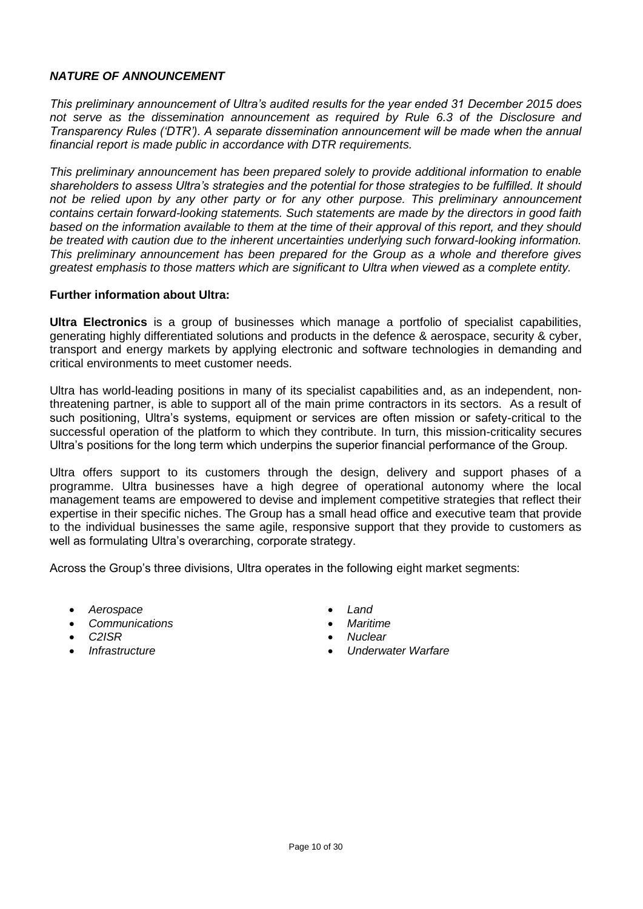## *NATURE OF ANNOUNCEMENT*

*This preliminary announcement of Ultra's audited results for the year ended 31 December 2015 does not serve as the dissemination announcement as required by Rule 6.3 of the Disclosure and Transparency Rules ('DTR'). A separate dissemination announcement will be made when the annual financial report is made public in accordance with DTR requirements.*

*This preliminary announcement has been prepared solely to provide additional information to enable shareholders to assess Ultra's strategies and the potential for those strategies to be fulfilled. It should not be relied upon by any other party or for any other purpose. This preliminary announcement contains certain forward-looking statements. Such statements are made by the directors in good faith based on the information available to them at the time of their approval of this report, and they should be treated with caution due to the inherent uncertainties underlying such forward-looking information. This preliminary announcement has been prepared for the Group as a whole and therefore gives greatest emphasis to those matters which are significant to Ultra when viewed as a complete entity.*

### Further information about Ultra:

**Ultra Electronics** is a group of businesses which manage a portfolio of specialist capabilities, generating highly differentiated solutions and products in the defence & aerospace, security & cyber, transport and energy markets by applying electronic and software technologies in demanding and critical environments to meet customer needs.

Ultra has world-leading positions in many of its specialist capabilities and, as an independent, non-threatening partner, is able to support all of the main prime contractors in its sectors. As a result of such positioning, Ultra's systems, equipment or services are often mission or safety-critical to the successful operation of the platform to which they contribute. In turn, this mission-criticality secures Ultra's positions for the long term which underpins the superior financial performance of the Group.

Ultra offers support to its customers through the design, delivery and support phases of a programme. Ultra businesses have a high degree of operational autonomy where the local management teams are empowered to devise and implement competitive strategies that reflect their expertise in their specific niches. The Group has a small head office and executive team that provide to the individual businesses the same agile, responsive support that they provide to customers as well as formulating Ultra's overarching, corporate strategy.

Across the Group's three divisions, Ultra operates in the following eight market segments:

- *Aerospace*
- *Communications*
- *C2ISR*
- *Infrastructure*
- *Land*
- *Maritime*
- *Nuclear*
- *Underwater Warfare*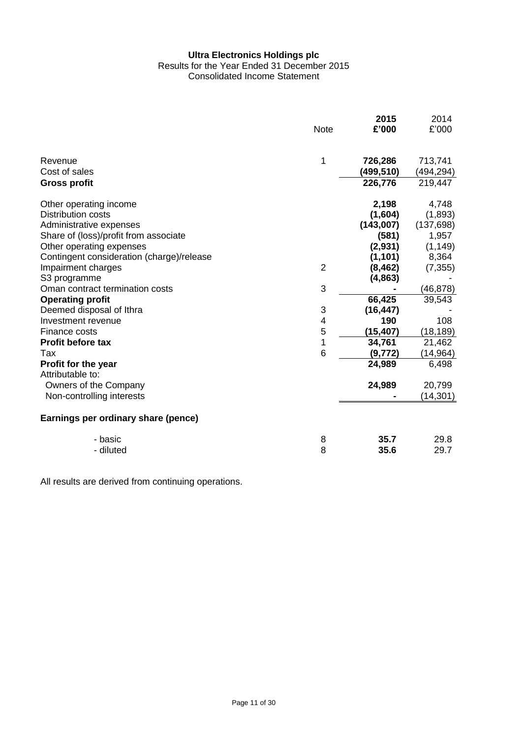**Ultra Electronics Holdings plc**
Results for the Year Ended 31 December 2015
Consolidated Income Statement

| | Note | **2015 £'000** | 2014 £'000 |
|---|---|---|---|
| Revenue | 1 | **726,286** | 713,741 |
| Cost of sales | | **(499,510)** | (494,294) |
| **Gross profit** | | **226,776** | 219,447 |
| Other operating income | | **2,198** | 4,748 |
| Distribution costs | | **(1,604)** | (1,893) |
| Administrative expenses | | **(143,007)** | (137,698) |
| Share of (loss)/profit from associate | | **(581)** | 1,957 |
| Other operating expenses | | **(2,931)** | (1,149) |
| Contingent consideration (charge)/release | | **(1,101)** | 8,364 |
| Impairment charges | 2 | **(8,462)** | (7,355) |
| S3 programme | | **(4,863)** | - |
| Oman contract termination costs | 3 | **-** | (46,878) |
| **Operating profit** | | **66,425** | 39,543 |
| Deemed disposal of Ithra | 3 | **(16,447)** | - |
| Investment revenue | 4 | **190** | 108 |
| Finance costs | 5 | **(15,407)** | (18,189) |
| **Profit before tax** | 1 | **34,761** | 21,462 |
| Tax | 6 | **(9,772)** | (14,964) |
| **Profit for the year** | | **24,989** | 6,498 |
| Attributable to: | | | |
| Owners of the Company | | **24,989** | 20,799 |
| Non-controlling interests | | **-** | (14,301) |
| **Earnings per ordinary share (pence)** | | | |
| - basic | 8 | **35.7** | 29.8 |
| - diluted | 8 | **35.6** | 29.7 |

All results are derived from continuing operations.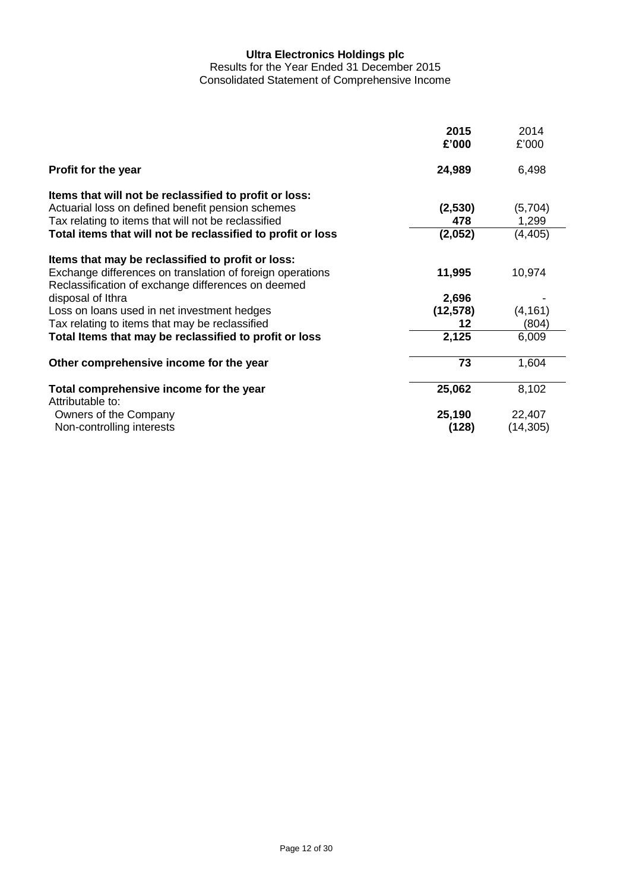**Ultra Electronics Holdings plc**

Results for the Year Ended 31 December 2015

Consolidated Statement of Comprehensive Income

| | **2015** **£'000** | 2014 £'000 |
|---|---|---|
| **Profit for the year** | **24,989** | 6,498 |
| **Items that will not be reclassified to profit or loss:** | | |
| Actuarial loss on defined benefit pension schemes | **(2,530)** | (5,704) |
| Tax relating to items that will not be reclassified | **478** | 1,299 |
| **Total items that will not be reclassified to profit or loss** | **(2,052)** | (4,405) |
| **Items that may be reclassified to profit or loss:** | | |
| Exchange differences on translation of foreign operations | **11,995** | 10,974 |
| Reclassification of exchange differences on deemed disposal of Ithra | **2,696** | - |
| Loss on loans used in net investment hedges | **(12,578)** | (4,161) |
| Tax relating to items that may be reclassified | **12** | (804) |
| **Total Items that may be reclassified to profit or loss** | **2,125** | 6,009 |
| **Other comprehensive income for the year** | **73** | 1,604 |
| **Total comprehensive income for the year** | **25,062** | 8,102 |
| Attributable to: | | |
| Owners of the Company | **25,190** | 22,407 |
| Non-controlling interests | **(128)** | (14,305) |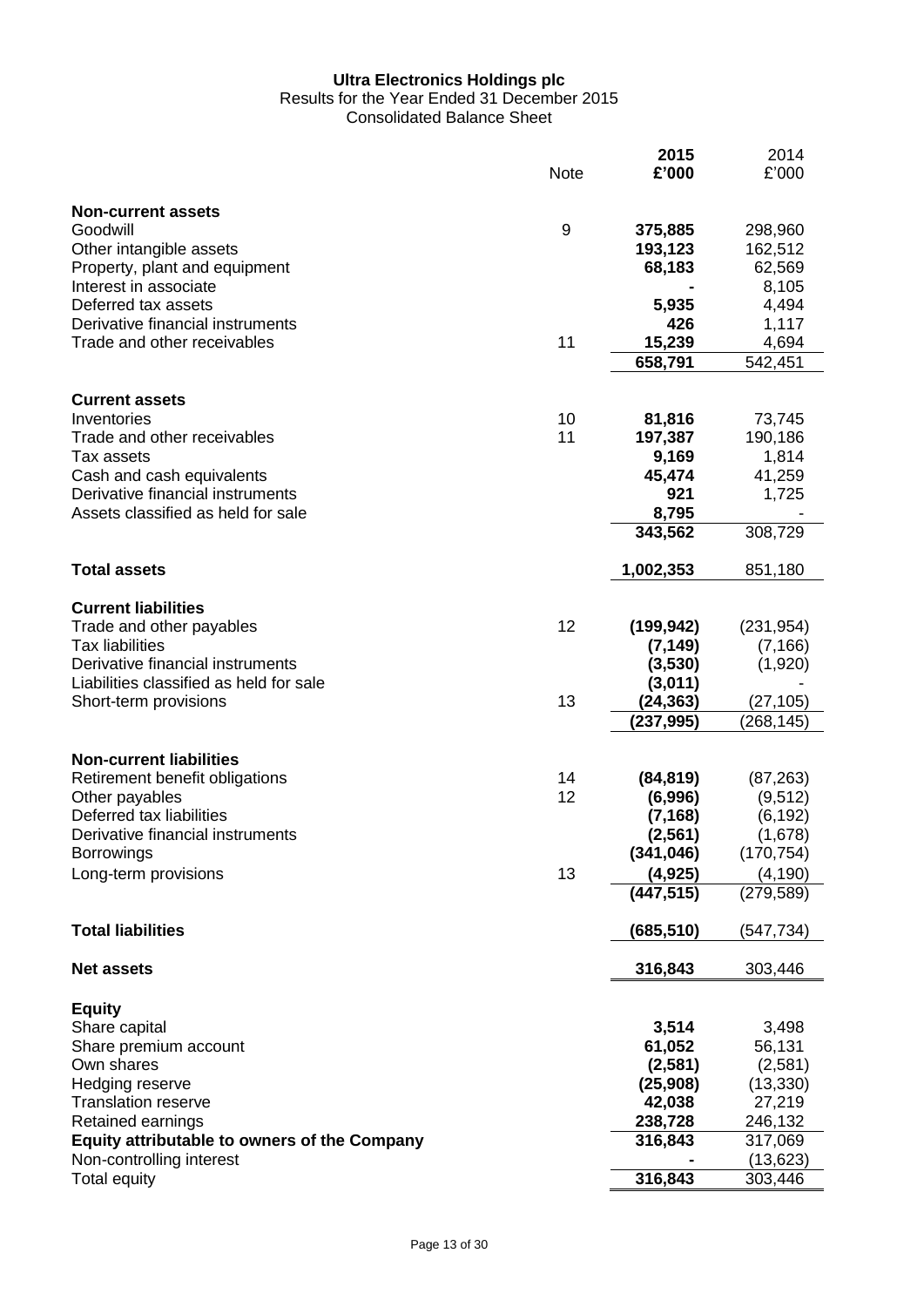# Ultra Electronics Holdings plc

Results for the Year Ended 31 December 2015

Consolidated Balance Sheet

| | Note | **2015**<br>**£'000** | 2014<br>£'000 |
|---|---|---|---|
| **Non-current assets** | | | |
| Goodwill | 9 | **375,885** | 298,960 |
| Other intangible assets | | **193,123** | 162,512 |
| Property, plant and equipment | | **68,183** | 62,569 |
| Interest in associate | | **-** | 8,105 |
| Deferred tax assets | | **5,935** | 4,494 |
| Derivative financial instruments | | **426** | 1,117 |
| Trade and other receivables | 11 | **15,239** | 4,694 |
| | | **658,791** | 542,451 |
| **Current assets** | | | |
| Inventories | 10 | **81,816** | 73,745 |
| Trade and other receivables | 11 | **197,387** | 190,186 |
| Tax assets | | **9,169** | 1,814 |
| Cash and cash equivalents | | **45,474** | 41,259 |
| Derivative financial instruments | | **921** | 1,725 |
| Assets classified as held for sale | | **8,795** | - |
| | | **343,562** | 308,729 |
| **Total assets** | | **1,002,353** | 851,180 |
| **Current liabilities** | | | |
| Trade and other payables | 12 | **(199,942)** | (231,954) |
| Tax liabilities | | **(7,149)** | (7,166) |
| Derivative financial instruments | | **(3,530)** | (1,920) |
| Liabilities classified as held for sale | | **(3,011)** | - |
| Short-term provisions | 13 | **(24,363)** | (27,105) |
| | | **(237,995)** | (268,145) |
| **Non-current liabilities** | | | |
| Retirement benefit obligations | 14 | **(84,819)** | (87,263) |
| Other payables | 12 | **(6,996)** | (9,512) |
| Deferred tax liabilities | | **(7,168)** | (6,192) |
| Derivative financial instruments | | **(2,561)** | (1,678) |
| Borrowings | | **(341,046)** | (170,754) |
| Long-term provisions | 13 | **(4,925)** | (4,190) |
| | | **(447,515)** | (279,589) |
| **Total liabilities** | | **(685,510)** | (547,734) |
| **Net assets** | | **316,843** | 303,446 |
| **Equity** | | | |
| Share capital | | **3,514** | 3,498 |
| Share premium account | | **61,052** | 56,131 |
| Own shares | | **(2,581)** | (2,581) |
| Hedging reserve | | **(25,908)** | (13,330) |
| Translation reserve | | **42,038** | 27,219 |
| Retained earnings | | **238,728** | 246,132 |
| **Equity attributable to owners of the Company** | | **316,843** | 317,069 |
| Non-controlling interest | | **-** | (13,623) |
| Total equity | | **316,843** | 303,446 |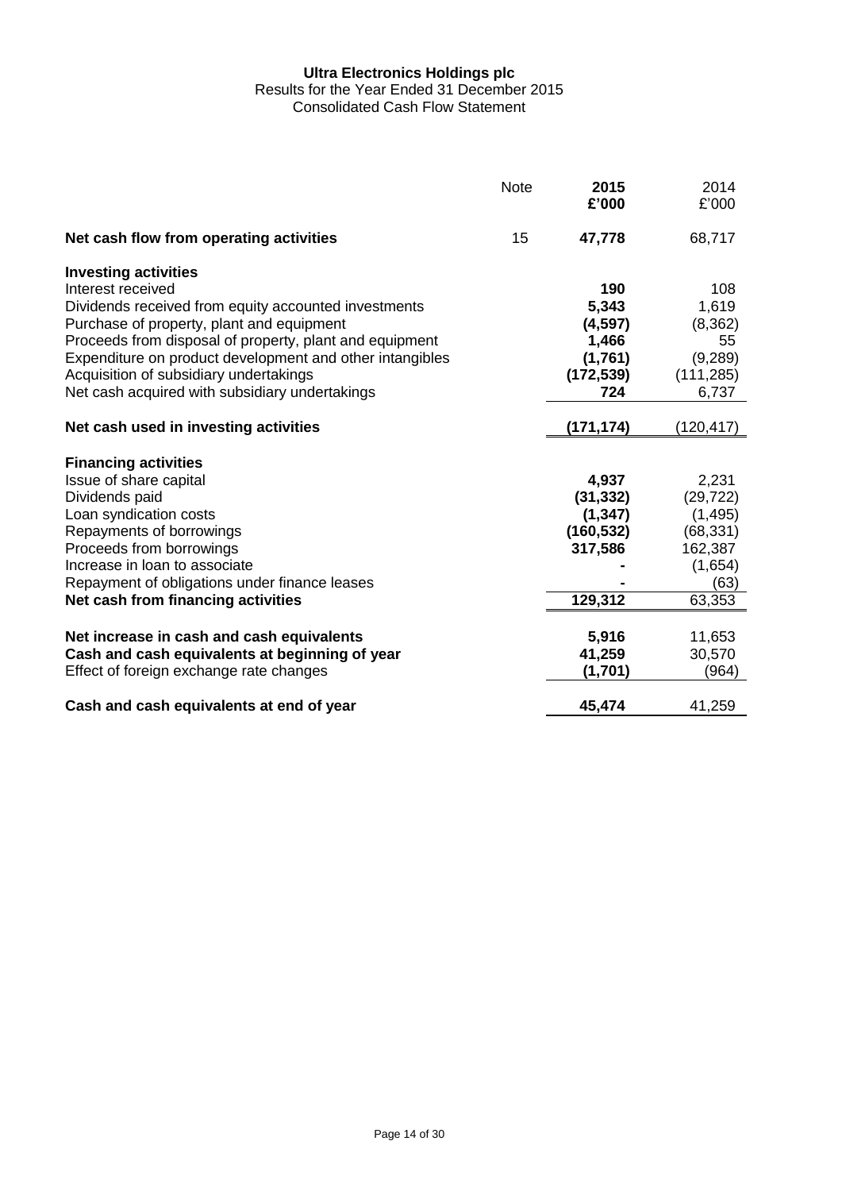# Ultra Electronics Holdings plc

Results for the Year Ended 31 December 2015

Consolidated Cash Flow Statement

| | Note | **2015 £'000** | 2014 £'000 |
|---|---|---|---|
| **Net cash flow from operating activities** | 15 | **47,778** | 68,717 |
| **Investing activities** | | | |
| Interest received | | **190** | 108 |
| Dividends received from equity accounted investments | | **5,343** | 1,619 |
| Purchase of property, plant and equipment | | **(4,597)** | (8,362) |
| Proceeds from disposal of property, plant and equipment | | **1,466** | 55 |
| Expenditure on product development and other intangibles | | **(1,761)** | (9,289) |
| Acquisition of subsidiary undertakings | | **(172,539)** | (111,285) |
| Net cash acquired with subsidiary undertakings | | **724** | 6,737 |
| **Net cash used in investing activities** | | **(171,174)** | (120,417) |
| **Financing activities** | | | |
| Issue of share capital | | **4,937** | 2,231 |
| Dividends paid | | **(31,332)** | (29,722) |
| Loan syndication costs | | **(1,347)** | (1,495) |
| Repayments of borrowings | | **(160,532)** | (68,331) |
| Proceeds from borrowings | | **317,586** | 162,387 |
| Increase in loan to associate | | **-** | (1,654) |
| Repayment of obligations under finance leases | | **-** | (63) |
| **Net cash from financing activities** | | **129,312** | 63,353 |
| **Net increase in cash and cash equivalents** | | **5,916** | 11,653 |
| **Cash and cash equivalents at beginning of year** | | **41,259** | 30,570 |
| Effect of foreign exchange rate changes | | **(1,701)** | (964) |
| **Cash and cash equivalents at end of year** | | **45,474** | 41,259 |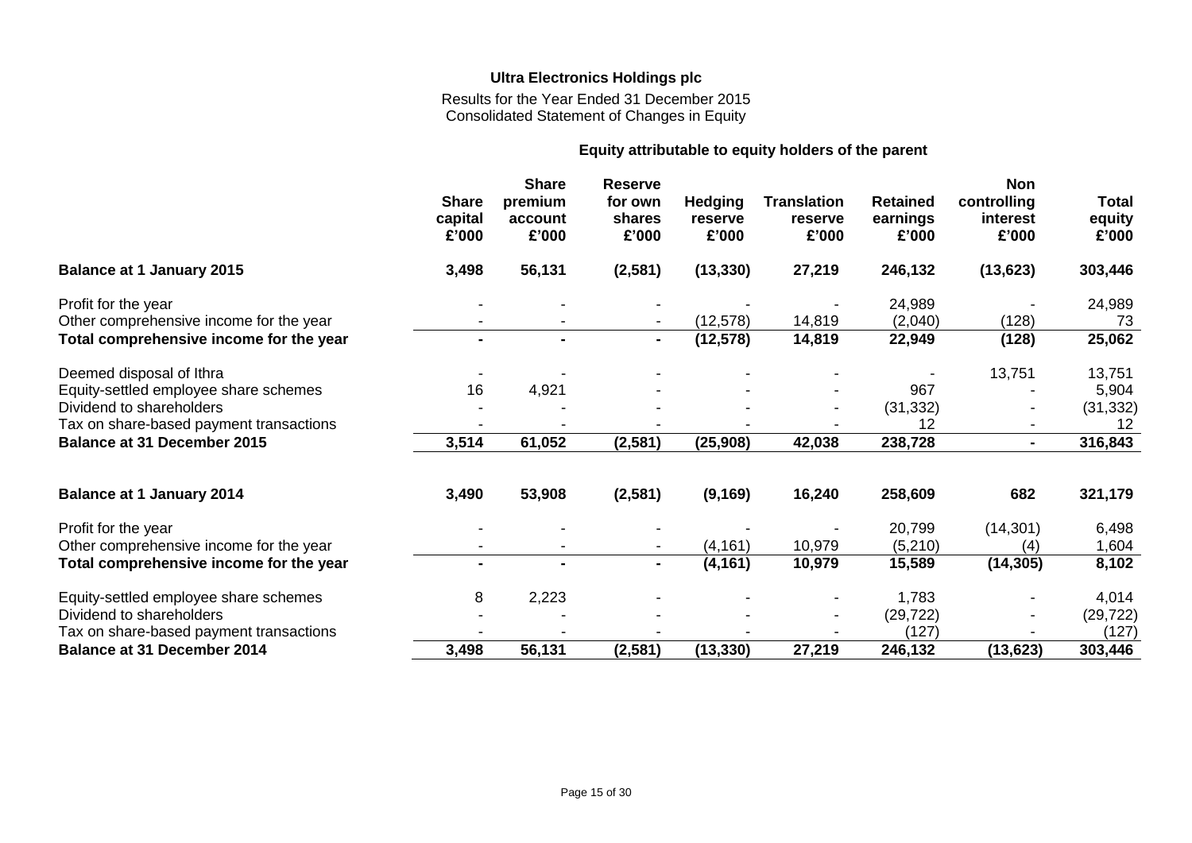**Ultra Electronics Holdings plc**

Results for the Year Ended 31 December 2015
Consolidated Statement of Changes in Equity

| | Equity attributable to equity holders of the parent | | | | | | | |
|---|---|---|---|---|---|---|---|---|
| | Share capital £'000 | Share premium account £'000 | Reserve for own shares £'000 | Hedging reserve £'000 | Translation reserve £'000 | Retained earnings £'000 | Non controlling interest £'000 | Total equity £'000 |
| **Balance at 1 January 2015** | **3,498** | **56,131** | **(2,581)** | **(13,330)** | **27,219** | **246,132** | **(13,623)** | **303,446** |
| Profit for the year | - | - | - | - | - | 24,989 | - | 24,989 |
| Other comprehensive income for the year | - | - | - | (12,578) | 14,819 | (2,040) | (128) | 73 |
| **Total comprehensive income for the year** | **-** | **-** | **-** | **(12,578)** | **14,819** | **22,949** | **(128)** | **25,062** |
| Deemed disposal of Ithra | - | - | - | - | - | - | 13,751 | 13,751 |
| Equity-settled employee share schemes | 16 | 4,921 | - | - | - | 967 | - | 5,904 |
| Dividend to shareholders | - | - | - | - | - | (31,332) | - | (31,332) |
| Tax on share-based payment transactions | - | - | - | - | - | 12 | - | 12 |
| **Balance at 31 December 2015** | **3,514** | **61,052** | **(2,581)** | **(25,908)** | **42,038** | **238,728** | **-** | **316,843** |
| | | | | | | | | |
| **Balance at 1 January 2014** | **3,490** | **53,908** | **(2,581)** | **(9,169)** | **16,240** | **258,609** | **682** | **321,179** |
| Profit for the year | - | - | - | - | - | 20,799 | (14,301) | 6,498 |
| Other comprehensive income for the year | - | - | - | (4,161) | 10,979 | (5,210) | (4) | 1,604 |
| **Total comprehensive income for the year** | **-** | **-** | **-** | **(4,161)** | **10,979** | **15,589** | **(14,305)** | **8,102** |
| Equity-settled employee share schemes | 8 | 2,223 | - | - | - | 1,783 | - | 4,014 |
| Dividend to shareholders | - | - | - | - | - | (29,722) | - | (29,722) |
| Tax on share-based payment transactions | - | - | - | - | - | (127) | - | (127) |
| **Balance at 31 December 2014** | **3,498** | **56,131** | **(2,581)** | **(13,330)** | **27,219** | **246,132** | **(13,623)** | **303,446** |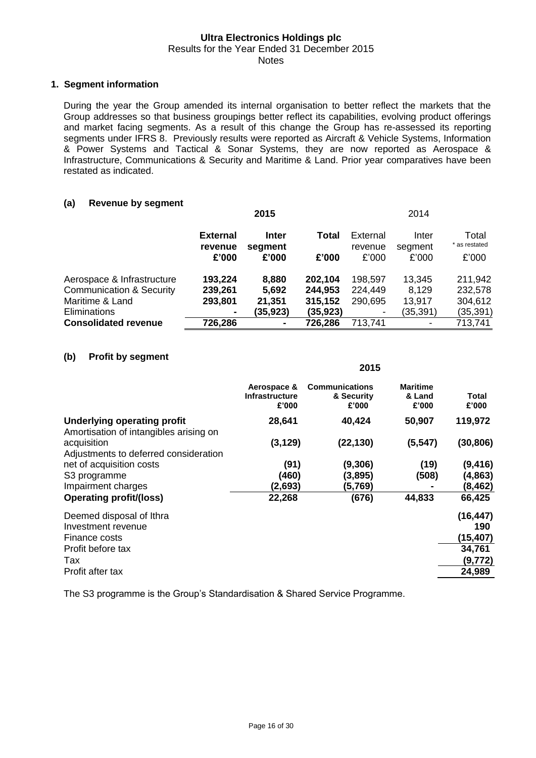## 1. Segment information

During the year the Group amended its internal organisation to better reflect the markets that the Group addresses so that business groupings better reflect its capabilities, evolving product offerings and market facing segments. As a result of this change the Group has re-assessed its reporting segments under IFRS 8. Previously results were reported as Aircraft & Vehicle Systems, Information & Power Systems and Tactical & Sonar Systems, they are now reported as Aerospace & Infrastructure, Communications & Security and Maritime & Land. Prior year comparatives have been restated as indicated.

### (a) Revenue by segment

| | **2015** | | | 2014 | | |
|---|---|---|---|---|---|---|
| | **External revenue £'000** | **Inter segment £'000** | **Total £'000** | External revenue £'000 | Inter segment £'000 | Total * as restated £'000 |
| Aerospace & Infrastructure | **193,224** | **8,880** | **202,104** | 198,597 | 13,345 | 211,942 |
| Communication & Security | **239,261** | **5,692** | **244,953** | 224,449 | 8,129 | 232,578 |
| Maritime & Land | **293,801** | **21,351** | **315,152** | 290,695 | 13,917 | 304,612 |
| Eliminations | **-** | **(35,923)** | **(35,923)** | - | (35,391) | (35,391) |
| **Consolidated revenue** | **726,286** | **-** | **726,286** | 713,741 | - | 713,741 |

### (b) Profit by segment

| | **2015** | | | |
|---|---|---|---|---|
| | **Aerospace & Infrastructure £'000** | **Communications & Security £'000** | **Maritime & Land £'000** | **Total £'000** |
| **Underlying operating profit** | **28,641** | **40,424** | **50,907** | **119,972** |
| Amortisation of intangibles arising on acquisition | **(3,129)** | **(22,130)** | **(5,547)** | **(30,806)** |
| Adjustments to deferred consideration net of acquisition costs | **(91)** | **(9,306)** | **(19)** | **(9,416)** |
| S3 programme | **(460)** | **(3,895)** | **(508)** | **(4,863)** |
| Impairment charges | **(2,693)** | **(5,769)** | **-** | **(8,462)** |
| **Operating profit/(loss)** | **22,268** | **(676)** | **44,833** | **66,425** |
| Deemed disposal of Ithra | | | | **(16,447)** |
| Investment revenue | | | | **190** |
| Finance costs | | | | **(15,407)** |
| Profit before tax | | | | **34,761** |
| Tax | | | | **(9,772)** |
| Profit after tax | | | | **24,989** |

The S3 programme is the Group's Standardisation & Shared Service Programme.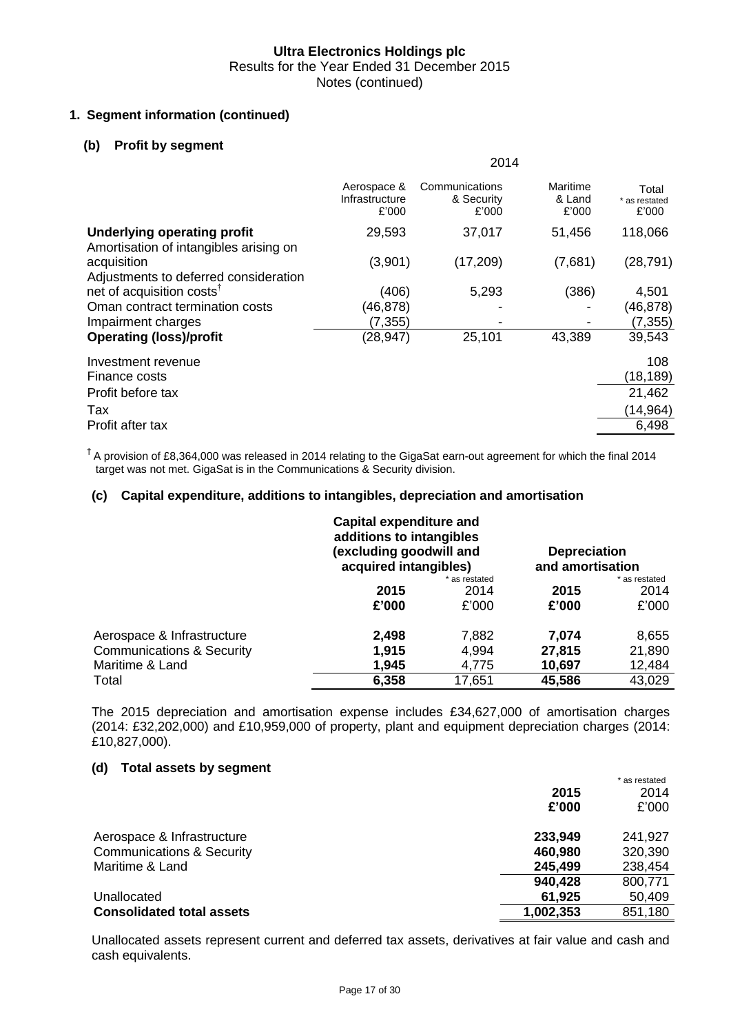## Ultra Electronics Holdings plc

Results for the Year Ended 31 December 2015

Notes (continued)

### 1. Segment information (continued)

#### (b) Profit by segment

| | 2014 | | | |
|---|---|---|---|---|
| | Aerospace & Infrastructure £'000 | Communications & Security £'000 | Maritime & Land £'000 | Total * as restated £'000 |
| **Underlying operating profit** | 29,593 | 37,017 | 51,456 | 118,066 |
| Amortisation of intangibles arising on acquisition | (3,901) | (17,209) | (7,681) | (28,791) |
| Adjustments to deferred consideration net of acquisition costs[†] | (406) | 5,293 | (386) | 4,501 |
| Oman contract termination costs | (46,878) | - | - | (46,878) |
| Impairment charges | (7,355) | - | - | (7,355) |
| **Operating (loss)/profit** | (28,947) | 25,101 | 43,389 | 39,543 |
| Investment revenue | | | | 108 |
| Finance costs | | | | (18,189) |
| Profit before tax | | | | 21,462 |
| Tax | | | | (14,964) |
| Profit after tax | | | | 6,498 |

[†] A provision of £8,364,000 was released in 2014 relating to the GigaSat earn-out agreement for which the final 2014 target was not met. GigaSat is in the Communications & Security division.

#### (c) Capital expenditure, additions to intangibles, depreciation and amortisation

| | Capital expenditure and additions to intangibles (excluding goodwill and acquired intangibles) | | Depreciation and amortisation | |
|---|---|---|---|---|
| | **2015 £'000** | * as restated 2014 £'000 | **2015 £'000** | * as restated 2014 £'000 |
| Aerospace & Infrastructure | **2,498** | 7,882 | **7,074** | 8,655 |
| Communications & Security | **1,915** | 4,994 | **27,815** | 21,890 |
| Maritime & Land | **1,945** | 4,775 | **10,697** | 12,484 |
| Total | **6,358** | 17,651 | **45,586** | 43,029 |

The 2015 depreciation and amortisation expense includes £34,627,000 of amortisation charges (2014: £32,202,000) and £10,959,000 of property, plant and equipment depreciation charges (2014: £10,827,000).

#### (d) Total assets by segment

| | **2015 £'000** | * as restated 2014 £'000 |
|---|---|---|
| Aerospace & Infrastructure | **233,949** | 241,927 |
| Communications & Security | **460,980** | 320,390 |
| Maritime & Land | **245,499** | 238,454 |
| | **940,428** | 800,771 |
| Unallocated | **61,925** | 50,409 |
| **Consolidated total assets** | **1,002,353** | 851,180 |

Unallocated assets represent current and deferred tax assets, derivatives at fair value and cash and cash equivalents.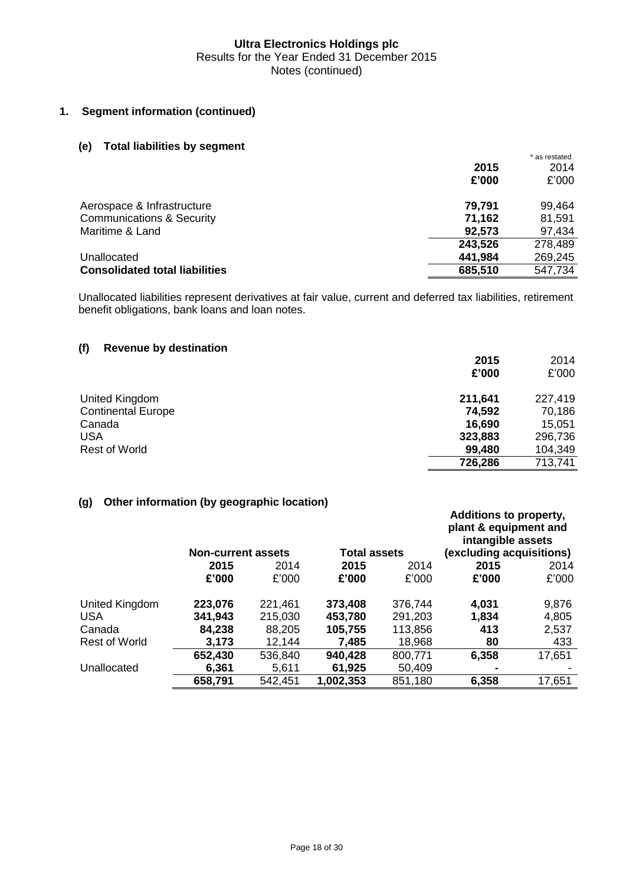**Ultra Electronics Holdings plc**
Results for the Year Ended 31 December 2015
Notes (continued)

## 1. Segment information (continued)

### (e) Total liabilities by segment

| | 2015 | * as restated 2014 |
|---|---|---|
| | **£'000** | £'000 |
| Aerospace & Infrastructure | **79,791** | 99,464 |
| Communications & Security | **71,162** | 81,591 |
| Maritime & Land | **92,573** | 97,434 |
| | **243,526** | 278,489 |
| Unallocated | **441,984** | 269,245 |
| **Consolidated total liabilities** | **685,510** | 547,734 |

Unallocated liabilities represent derivatives at fair value, current and deferred tax liabilities, retirement benefit obligations, bank loans and loan notes.

### (f) Revenue by destination

| | 2015 | 2014 |
|---|---|---|
| | **£'000** | £'000 |
| United Kingdom | **211,641** | 227,419 |
| Continental Europe | **74,592** | 70,186 |
| Canada | **16,690** | 15,051 |
| USA | **323,883** | 296,736 |
| Rest of World | **99,480** | 104,349 |
| | **726,286** | 713,741 |

### (g) Other information (by geographic location)

| | Non-current assets | | Total assets | | Additions to property, plant & equipment and intangible assets (excluding acquisitions) | |
|---|---|---|---|---|---|---|
| | **2015** | 2014 | **2015** | 2014 | **2015** | 2014 |
| | **£'000** | £'000 | **£'000** | £'000 | **£'000** | £'000 |
| United Kingdom | **223,076** | 221,461 | **373,408** | 376,744 | **4,031** | 9,876 |
| USA | **341,943** | 215,030 | **453,780** | 291,203 | **1,834** | 4,805 |
| Canada | **84,238** | 88,205 | **105,755** | 113,856 | **413** | 2,537 |
| Rest of World | **3,173** | 12,144 | **7,485** | 18,968 | **80** | 433 |
| | **652,430** | 536,840 | **940,428** | 800,771 | **6,358** | 17,651 |
| Unallocated | **6,361** | 5,611 | **61,925** | 50,409 | **-** | - |
| | **658,791** | 542,451 | **1,002,353** | 851,180 | **6,358** | 17,651 |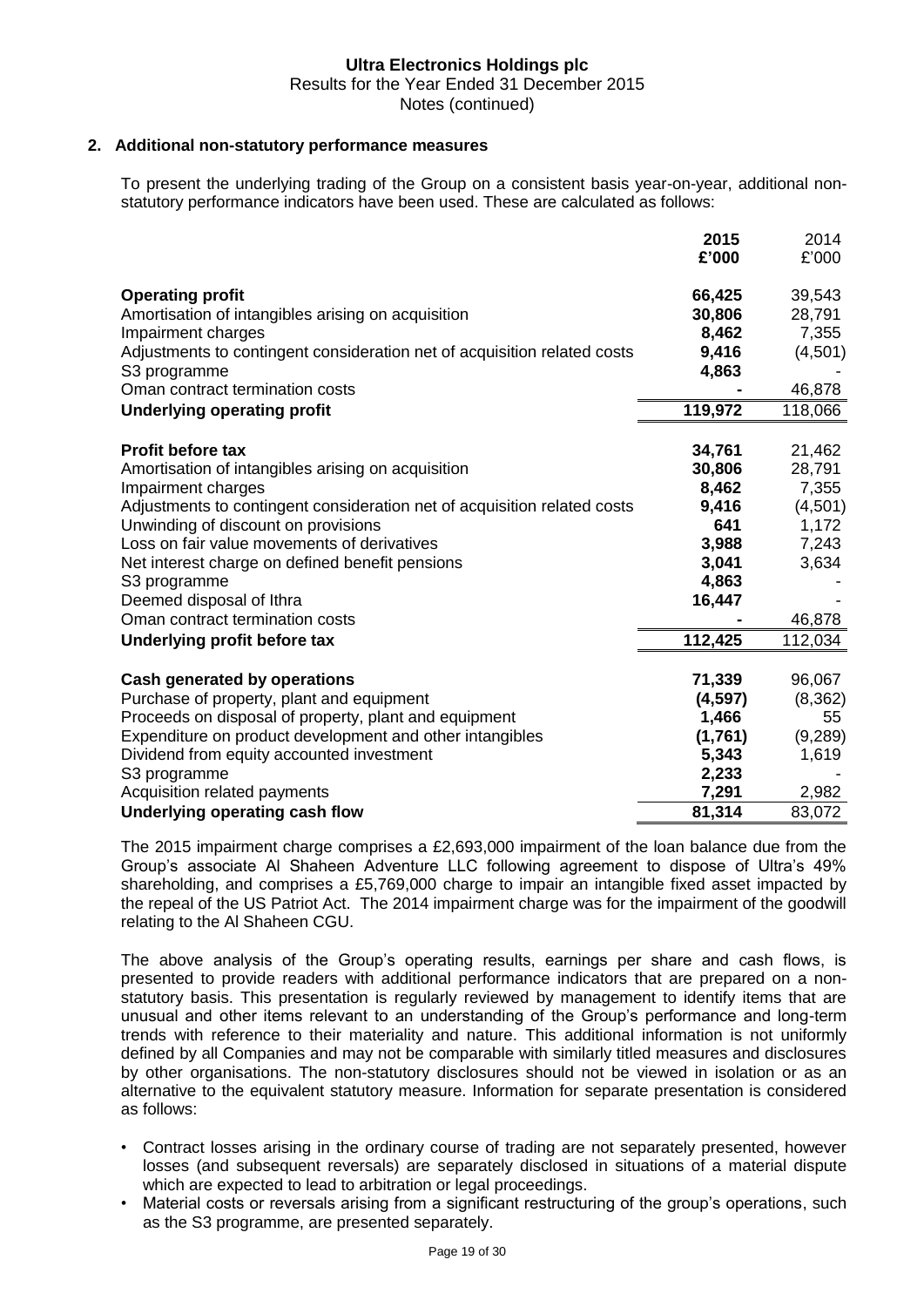## 2. Additional non-statutory performance measures

To present the underlying trading of the Group on a consistent basis year-on-year, additional non-statutory performance indicators have been used. These are calculated as follows:

| | **2015** | 2014 |
|---|---|---|
| | **£'000** | £'000 |
| **Operating profit** | **66,425** | 39,543 |
| Amortisation of intangibles arising on acquisition | **30,806** | 28,791 |
| Impairment charges | **8,462** | 7,355 |
| Adjustments to contingent consideration net of acquisition related costs | **9,416** | (4,501) |
| S3 programme | **4,863** | - |
| Oman contract termination costs | **-** | 46,878 |
| **Underlying operating profit** | **119,972** | 118,066 |
| | | |
| **Profit before tax** | **34,761** | 21,462 |
| Amortisation of intangibles arising on acquisition | **30,806** | 28,791 |
| Impairment charges | **8,462** | 7,355 |
| Adjustments to contingent consideration net of acquisition related costs | **9,416** | (4,501) |
| Unwinding of discount on provisions | **641** | 1,172 |
| Loss on fair value movements of derivatives | **3,988** | 7,243 |
| Net interest charge on defined benefit pensions | **3,041** | 3,634 |
| S3 programme | **4,863** | - |
| Deemed disposal of Ithra | **16,447** | - |
| Oman contract termination costs | **-** | 46,878 |
| **Underlying profit before tax** | **112,425** | 112,034 |
| | | |
| **Cash generated by operations** | **71,339** | 96,067 |
| Purchase of property, plant and equipment | **(4,597)** | (8,362) |
| Proceeds on disposal of property, plant and equipment | **1,466** | 55 |
| Expenditure on product development and other intangibles | **(1,761)** | (9,289) |
| Dividend from equity accounted investment | **5,343** | 1,619 |
| S3 programme | **2,233** | - |
| Acquisition related payments | **7,291** | 2,982 |
| **Underlying operating cash flow** | **81,314** | 83,072 |

The 2015 impairment charge comprises a £2,693,000 impairment of the loan balance due from the Group's associate Al Shaheen Adventure LLC following agreement to dispose of Ultra's 49% shareholding, and comprises a £5,769,000 charge to impair an intangible fixed asset impacted by the repeal of the US Patriot Act. The 2014 impairment charge was for the impairment of the goodwill relating to the Al Shaheen CGU.

The above analysis of the Group's operating results, earnings per share and cash flows, is presented to provide readers with additional performance indicators that are prepared on a non-statutory basis. This presentation is regularly reviewed by management to identify items that are unusual and other items relevant to an understanding of the Group's performance and long-term trends with reference to their materiality and nature. This additional information is not uniformly defined by all Companies and may not be comparable with similarly titled measures and disclosures by other organisations. The non-statutory disclosures should not be viewed in isolation or as an alternative to the equivalent statutory measure. Information for separate presentation is considered as follows:

- Contract losses arising in the ordinary course of trading are not separately presented, however losses (and subsequent reversals) are separately disclosed in situations of a material dispute which are expected to lead to arbitration or legal proceedings.
- Material costs or reversals arising from a significant restructuring of the group's operations, such as the S3 programme, are presented separately.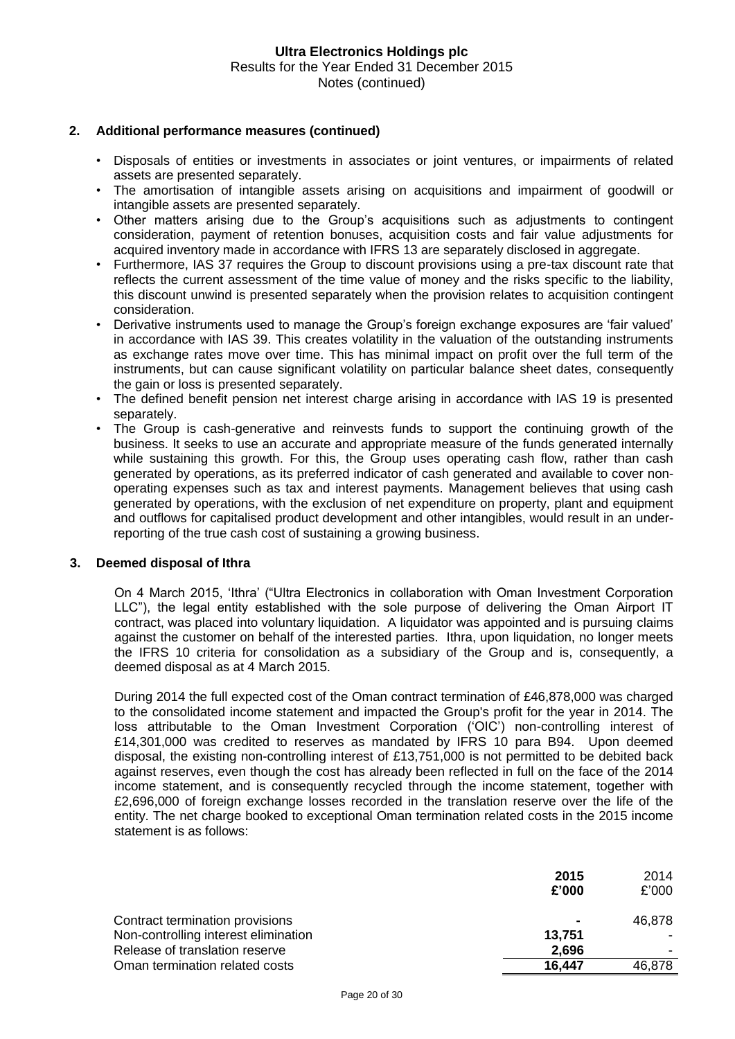## 2. Additional performance measures (continued)

- Disposals of entities or investments in associates or joint ventures, or impairments of related assets are presented separately.
- The amortisation of intangible assets arising on acquisitions and impairment of goodwill or intangible assets are presented separately.
- Other matters arising due to the Group's acquisitions such as adjustments to contingent consideration, payment of retention bonuses, acquisition costs and fair value adjustments for acquired inventory made in accordance with IFRS 13 are separately disclosed in aggregate.
- Furthermore, IAS 37 requires the Group to discount provisions using a pre-tax discount rate that reflects the current assessment of the time value of money and the risks specific to the liability, this discount unwind is presented separately when the provision relates to acquisition contingent consideration.
- Derivative instruments used to manage the Group's foreign exchange exposures are 'fair valued' in accordance with IAS 39. This creates volatility in the valuation of the outstanding instruments as exchange rates move over time. This has minimal impact on profit over the full term of the instruments, but can cause significant volatility on particular balance sheet dates, consequently the gain or loss is presented separately.
- The defined benefit pension net interest charge arising in accordance with IAS 19 is presented separately.
- The Group is cash-generative and reinvests funds to support the continuing growth of the business. It seeks to use an accurate and appropriate measure of the funds generated internally while sustaining this growth. For this, the Group uses operating cash flow, rather than cash generated by operations, as its preferred indicator of cash generated and available to cover non-operating expenses such as tax and interest payments. Management believes that using cash generated by operations, with the exclusion of net expenditure on property, plant and equipment and outflows for capitalised product development and other intangibles, would result in an under-reporting of the true cash cost of sustaining a growing business.

## 3. Deemed disposal of Ithra

On 4 March 2015, 'Ithra' ("Ultra Electronics in collaboration with Oman Investment Corporation LLC"), the legal entity established with the sole purpose of delivering the Oman Airport IT contract, was placed into voluntary liquidation. A liquidator was appointed and is pursuing claims against the customer on behalf of the interested parties. Ithra, upon liquidation, no longer meets the IFRS 10 criteria for consolidation as a subsidiary of the Group and is, consequently, a deemed disposal as at 4 March 2015.

During 2014 the full expected cost of the Oman contract termination of £46,878,000 was charged to the consolidated income statement and impacted the Group's profit for the year in 2014. The loss attributable to the Oman Investment Corporation ('OIC') non-controlling interest of £14,301,000 was credited to reserves as mandated by IFRS 10 para B94. Upon deemed disposal, the existing non-controlling interest of £13,751,000 is not permitted to be debited back against reserves, even though the cost has already been reflected in full on the face of the 2014 income statement, and is consequently recycled through the income statement, together with £2,696,000 of foreign exchange losses recorded in the translation reserve over the life of the entity. The net charge booked to exceptional Oman termination related costs in the 2015 income statement is as follows:

| | **2015 £'000** | 2014 £'000 |
|---|---|---|
| Contract termination provisions | **-** | 46,878 |
| Non-controlling interest elimination | **13,751** | - |
| Release of translation reserve | **2,696** | - |
| Oman termination related costs | **16,447** | 46,878 |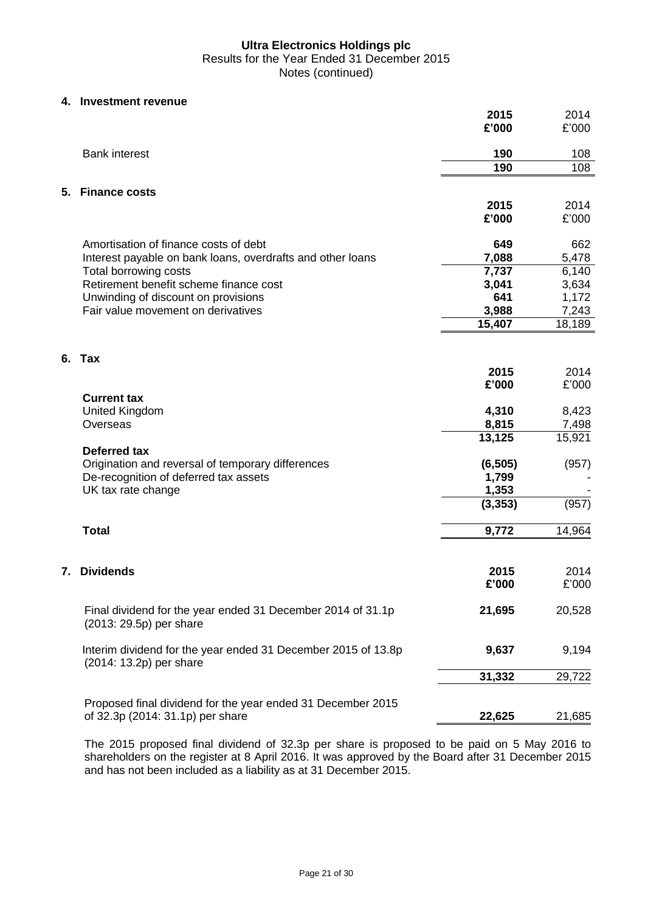**Ultra Electronics Holdings plc**
Results for the Year Ended 31 December 2015
Notes (continued)

## 4. Investment revenue

| | 2015 £'000 | 2014 £'000 |
|---|---|---|
| Bank interest | **190** | 108 |
| | **190** | 108 |

## 5. Finance costs

| | 2015 £'000 | 2014 £'000 |
|---|---|---|
| Amortisation of finance costs of debt | **649** | 662 |
| Interest payable on bank loans, overdrafts and other loans | **7,088** | 5,478 |
| Total borrowing costs | **7,737** | 6,140 |
| Retirement benefit scheme finance cost | **3,041** | 3,634 |
| Unwinding of discount on provisions | **641** | 1,172 |
| Fair value movement on derivatives | **3,988** | 7,243 |
| | **15,407** | 18,189 |

## 6. Tax

| | 2015 £'000 | 2014 £'000 |
|---|---|---|
| **Current tax** | | |
| United Kingdom | **4,310** | 8,423 |
| Overseas | **8,815** | 7,498 |
| | **13,125** | 15,921 |
| **Deferred tax** | | |
| Origination and reversal of temporary differences | **(6,505)** | (957) |
| De-recognition of deferred tax assets | **1,799** | - |
| UK tax rate change | **1,353** | - |
| | **(3,353)** | (957) |
| **Total** | **9,772** | 14,964 |

## 7. Dividends

| | 2015 £'000 | 2014 £'000 |
|---|---|---|
| Final dividend for the year ended 31 December 2014 of 31.1p (2013: 29.5p) per share | **21,695** | 20,528 |
| Interim dividend for the year ended 31 December 2015 of 13.8p (2014: 13.2p) per share | **9,637** | 9,194 |
| | **31,332** | 29,722 |
| Proposed final dividend for the year ended 31 December 2015 of 32.3p (2014: 31.1p) per share | **22,625** | 21,685 |

The 2015 proposed final dividend of 32.3p per share is proposed to be paid on 5 May 2016 to shareholders on the register at 8 April 2016. It was approved by the Board after 31 December 2015 and has not been included as a liability as at 31 December 2015.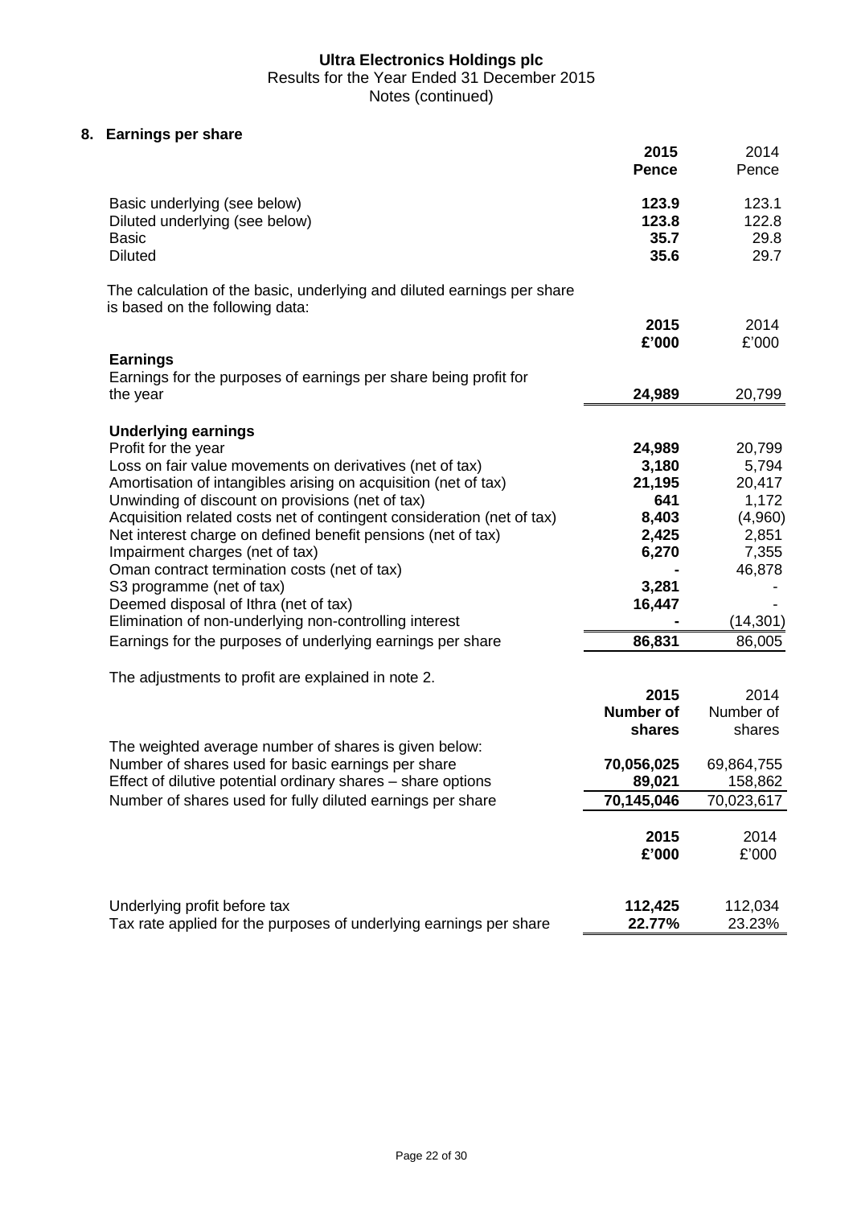**Ultra Electronics Holdings plc**
Results for the Year Ended 31 December 2015
Notes (continued)

## 8. Earnings per share

| | **2015** | 2014 |
|---|---|---|
| | **Pence** | Pence |
| Basic underlying (see below) | **123.9** | 123.1 |
| Diluted underlying (see below) | **123.8** | 122.8 |
| Basic | **35.7** | 29.8 |
| Diluted | **35.6** | 29.7 |

The calculation of the basic, underlying and diluted earnings per share is based on the following data:

| | **2015** | 2014 |
|---|---|---|
| | **£'000** | £'000 |
| **Earnings** | | |
| Earnings for the purposes of earnings per share being profit for the year | **24,989** | 20,799 |
| **Underlying earnings** | | |
| Profit for the year | **24,989** | 20,799 |
| Loss on fair value movements on derivatives (net of tax) | **3,180** | 5,794 |
| Amortisation of intangibles arising on acquisition (net of tax) | **21,195** | 20,417 |
| Unwinding of discount on provisions (net of tax) | **641** | 1,172 |
| Acquisition related costs net of contingent consideration (net of tax) | **8,403** | (4,960) |
| Net interest charge on defined benefit pensions (net of tax) | **2,425** | 2,851 |
| Impairment charges (net of tax) | **6,270** | 7,355 |
| Oman contract termination costs (net of tax) | **-** | 46,878 |
| S3 programme (net of tax) | **3,281** | - |
| Deemed disposal of Ithra (net of tax) | **16,447** | - |
| Elimination of non-underlying non-controlling interest | **-** | (14,301) |
| Earnings for the purposes of underlying earnings per share | **86,831** | 86,005 |

The adjustments to profit are explained in note 2.

| | **2015** | 2014 |
|---|---|---|
| | **Number of shares** | Number of shares |
| The weighted average number of shares is given below: | | |
| Number of shares used for basic earnings per share | **70,056,025** | 69,864,755 |
| Effect of dilutive potential ordinary shares – share options | **89,021** | 158,862 |
| Number of shares used for fully diluted earnings per share | **70,145,046** | 70,023,617 |

| | **2015** | 2014 |
|---|---|---|
| | **£'000** | £'000 |
| Underlying profit before tax | **112,425** | 112,034 |
| Tax rate applied for the purposes of underlying earnings per share | **22.77%** | 23.23% |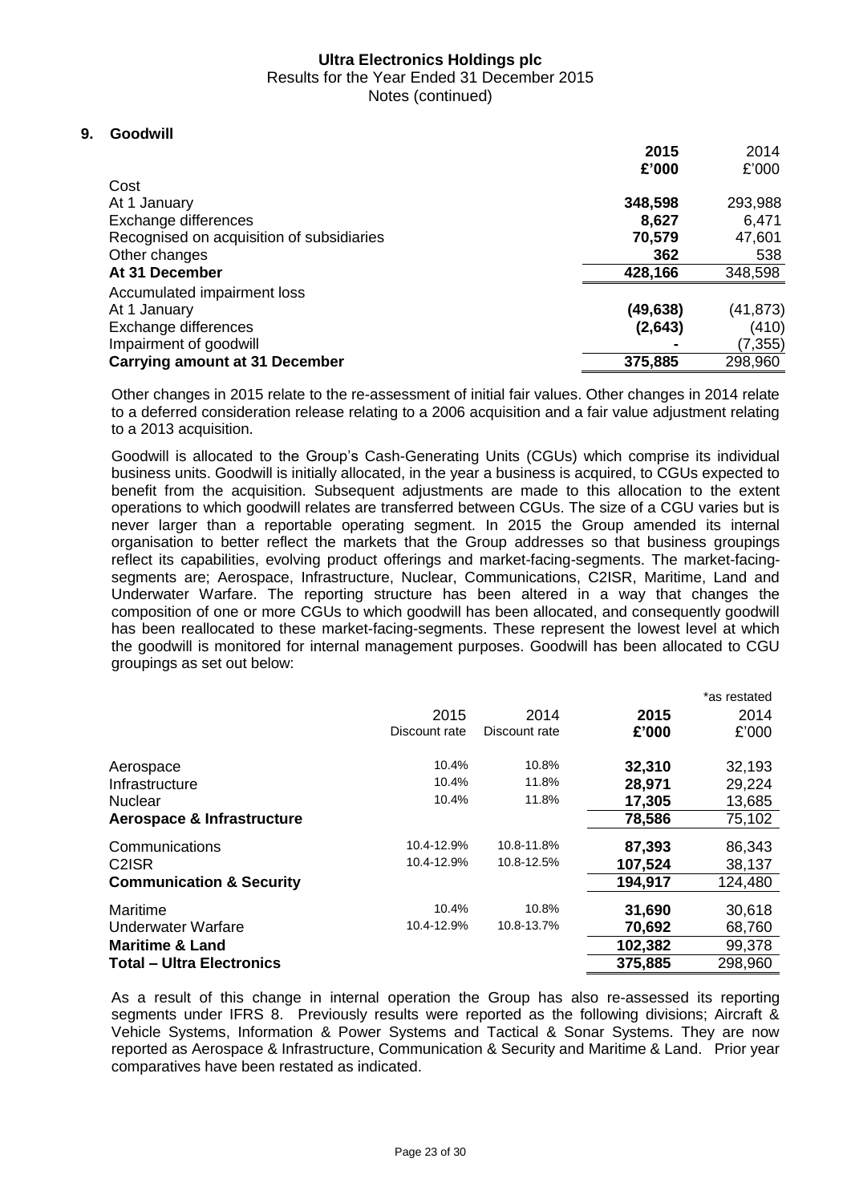## 9. Goodwill

| | 2015 £'000 | 2014 £'000 |
|---|---|---|
| Cost | | |
| At 1 January | **348,598** | 293,988 |
| Exchange differences | **8,627** | 6,471 |
| Recognised on acquisition of subsidiaries | **70,579** | 47,601 |
| Other changes | **362** | 538 |
| **At 31 December** | **428,166** | 348,598 |
| Accumulated impairment loss | | |
| At 1 January | **(49,638)** | (41,873) |
| Exchange differences | **(2,643)** | (410) |
| Impairment of goodwill | **-** | (7,355) |
| **Carrying amount at 31 December** | **375,885** | 298,960 |

Other changes in 2015 relate to the re-assessment of initial fair values. Other changes in 2014 relate to a deferred consideration release relating to a 2006 acquisition and a fair value adjustment relating to a 2013 acquisition.

Goodwill is allocated to the Group's Cash-Generating Units (CGUs) which comprise its individual business units. Goodwill is initially allocated, in the year a business is acquired, to CGUs expected to benefit from the acquisition. Subsequent adjustments are made to this allocation to the extent operations to which goodwill relates are transferred between CGUs. The size of a CGU varies but is never larger than a reportable operating segment. In 2015 the Group amended its internal organisation to better reflect the markets that the Group addresses so that business groupings reflect its capabilities, evolving product offerings and market-facing-segments. The market-facing-segments are; Aerospace, Infrastructure, Nuclear, Communications, C2ISR, Maritime, Land and Underwater Warfare. The reporting structure has been altered in a way that changes the composition of one or more CGUs to which goodwill has been allocated, and consequently goodwill has been reallocated to these market-facing-segments. These represent the lowest level at which the goodwill is monitored for internal management purposes. Goodwill has been allocated to CGU groupings as set out below:

| | 2015 Discount rate | 2014 Discount rate | 2015 £'000 | *as restated 2014 £'000 |
|---|---|---|---|---|
| Aerospace | 10.4% | 10.8% | **32,310** | 32,193 |
| Infrastructure | 10.4% | 11.8% | **28,971** | 29,224 |
| Nuclear | 10.4% | 11.8% | **17,305** | 13,685 |
| **Aerospace & Infrastructure** | | | **78,586** | 75,102 |
| Communications | 10.4-12.9% | 10.8-11.8% | **87,393** | 86,343 |
| C2ISR | 10.4-12.9% | 10.8-12.5% | **107,524** | 38,137 |
| **Communication & Security** | | | **194,917** | 124,480 |
| Maritime | 10.4% | 10.8% | **31,690** | 30,618 |
| Underwater Warfare | 10.4-12.9% | 10.8-13.7% | **70,692** | 68,760 |
| **Maritime & Land** | | | **102,382** | 99,378 |
| **Total – Ultra Electronics** | | | **375,885** | 298,960 |

As a result of this change in internal operation the Group has also re-assessed its reporting segments under IFRS 8. Previously results were reported as the following divisions; Aircraft & Vehicle Systems, Information & Power Systems and Tactical & Sonar Systems. They are now reported as Aerospace & Infrastructure, Communication & Security and Maritime & Land. Prior year comparatives have been restated as indicated.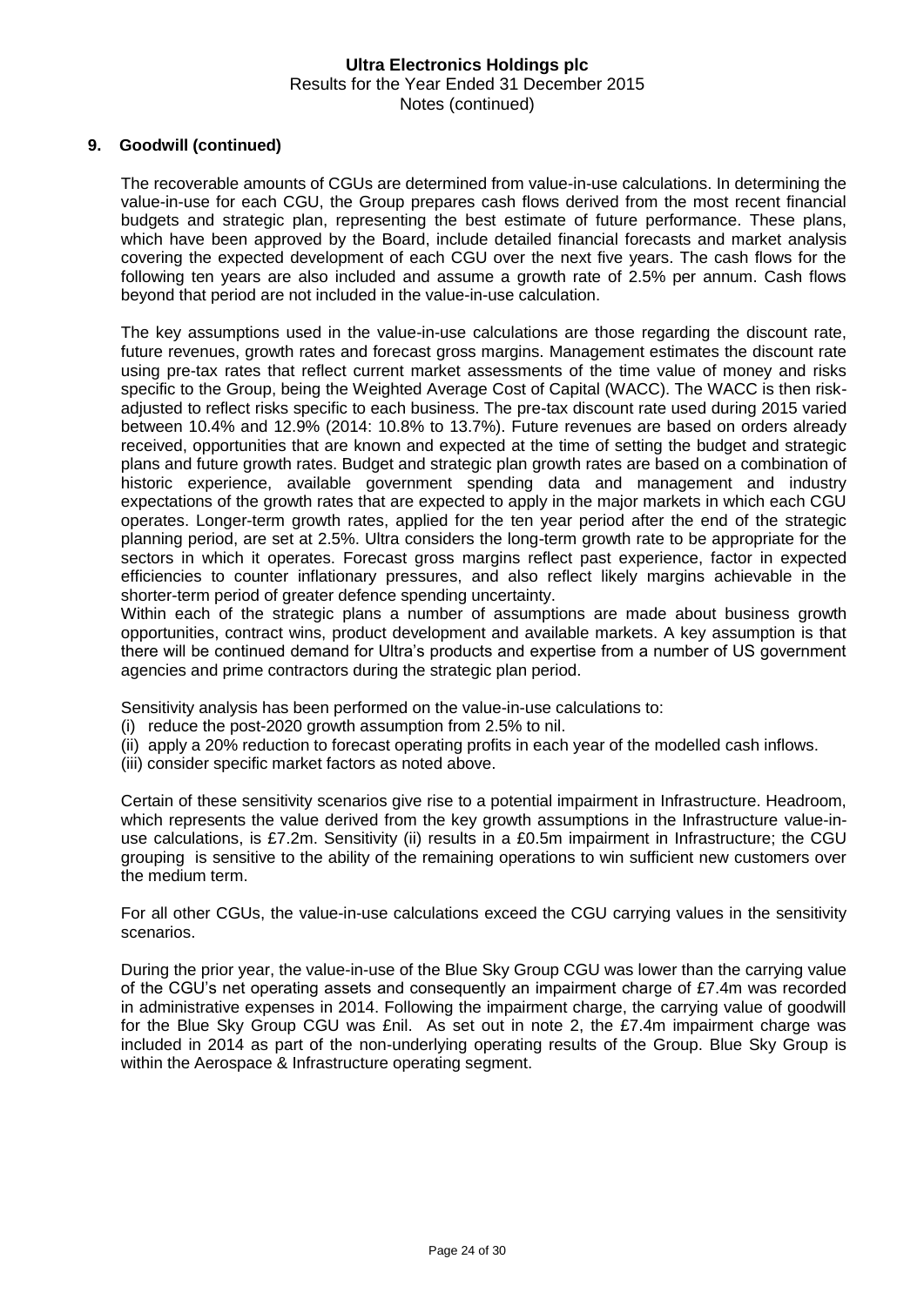## 9. Goodwill (continued)

The recoverable amounts of CGUs are determined from value-in-use calculations. In determining the value-in-use for each CGU, the Group prepares cash flows derived from the most recent financial budgets and strategic plan, representing the best estimate of future performance. These plans, which have been approved by the Board, include detailed financial forecasts and market analysis covering the expected development of each CGU over the next five years. The cash flows for the following ten years are also included and assume a growth rate of 2.5% per annum. Cash flows beyond that period are not included in the value-in-use calculation.

The key assumptions used in the value-in-use calculations are those regarding the discount rate, future revenues, growth rates and forecast gross margins. Management estimates the discount rate using pre-tax rates that reflect current market assessments of the time value of money and risks specific to the Group, being the Weighted Average Cost of Capital (WACC). The WACC is then risk-adjusted to reflect risks specific to each business. The pre-tax discount rate used during 2015 varied between 10.4% and 12.9% (2014: 10.8% to 13.7%). Future revenues are based on orders already received, opportunities that are known and expected at the time of setting the budget and strategic plans and future growth rates. Budget and strategic plan growth rates are based on a combination of historic experience, available government spending data and management and industry expectations of the growth rates that are expected to apply in the major markets in which each CGU operates. Longer-term growth rates, applied for the ten year period after the end of the strategic planning period, are set at 2.5%. Ultra considers the long-term growth rate to be appropriate for the sectors in which it operates. Forecast gross margins reflect past experience, factor in expected efficiencies to counter inflationary pressures, and also reflect likely margins achievable in the shorter-term period of greater defence spending uncertainty.
Within each of the strategic plans a number of assumptions are made about business growth opportunities, contract wins, product development and available markets. A key assumption is that there will be continued demand for Ultra's products and expertise from a number of US government agencies and prime contractors during the strategic plan period.

Sensitivity analysis has been performed on the value-in-use calculations to:

(i) reduce the post-2020 growth assumption from 2.5% to nil.
(ii) apply a 20% reduction to forecast operating profits in each year of the modelled cash inflows.
(iii) consider specific market factors as noted above.

Certain of these sensitivity scenarios give rise to a potential impairment in Infrastructure. Headroom, which represents the value derived from the key growth assumptions in the Infrastructure value-in-use calculations, is £7.2m. Sensitivity (ii) results in a £0.5m impairment in Infrastructure; the CGU grouping is sensitive to the ability of the remaining operations to win sufficient new customers over the medium term.

For all other CGUs, the value-in-use calculations exceed the CGU carrying values in the sensitivity scenarios.

During the prior year, the value-in-use of the Blue Sky Group CGU was lower than the carrying value of the CGU's net operating assets and consequently an impairment charge of £7.4m was recorded in administrative expenses in 2014. Following the impairment charge, the carrying value of goodwill for the Blue Sky Group CGU was £nil. As set out in note 2, the £7.4m impairment charge was included in 2014 as part of the non-underlying operating results of the Group. Blue Sky Group is within the Aerospace & Infrastructure operating segment.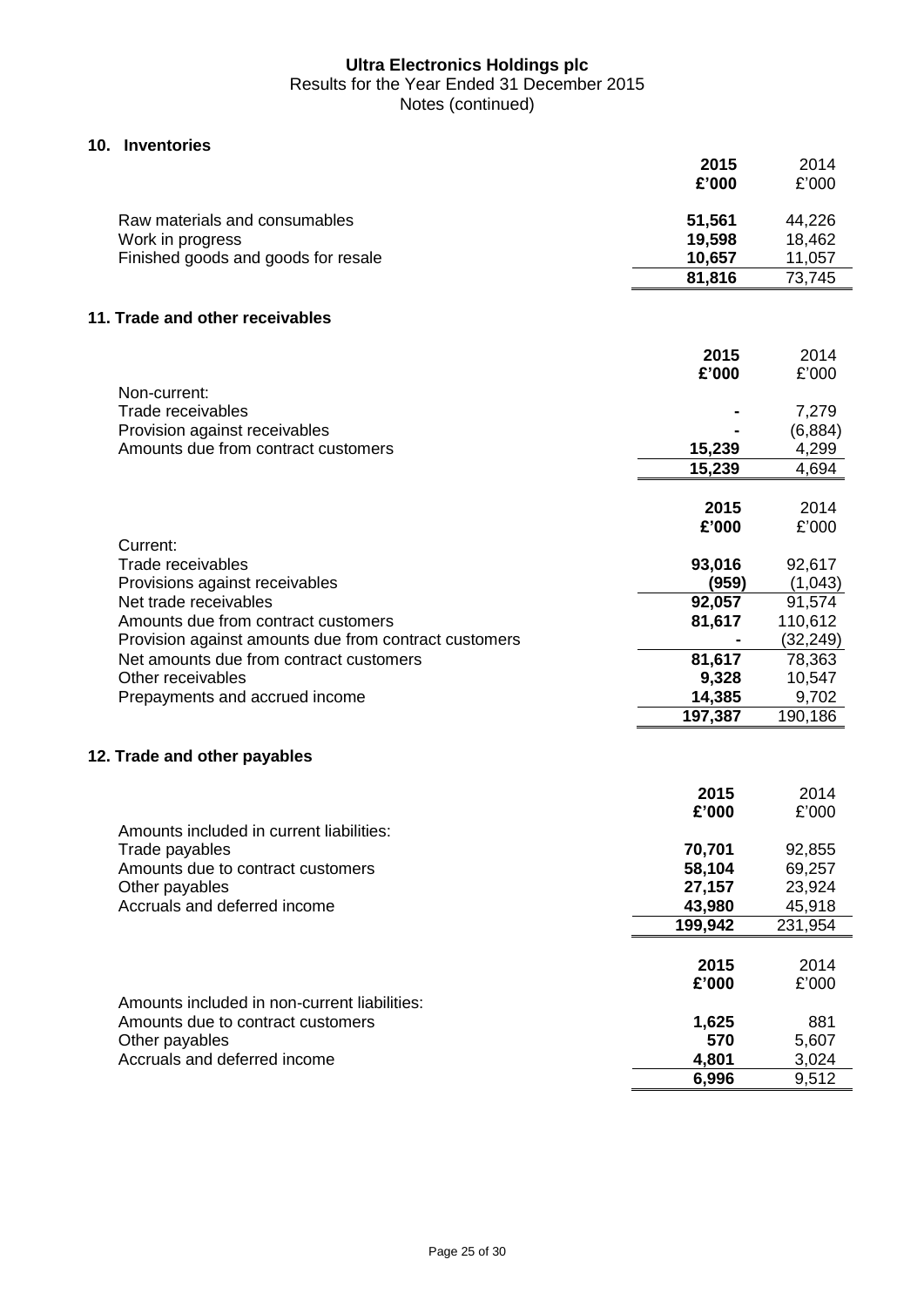**Ultra Electronics Holdings plc**
Results for the Year Ended 31 December 2015
Notes (continued)

## 10. Inventories

| | **2015** | 2014 |
|---|---|---|
| | **£'000** | £'000 |
| Raw materials and consumables | **51,561** | 44,226 |
| Work in progress | **19,598** | 18,462 |
| Finished goods and goods for resale | **10,657** | 11,057 |
| | **81,816** | 73,745 |

## 11. Trade and other receivables

| | **2015** | 2014 |
|---|---|---|
| | **£'000** | £'000 |
| Non-current: | | |
| Trade receivables | **-** | 7,279 |
| Provision against receivables | **-** | (6,884) |
| Amounts due from contract customers | **15,239** | 4,299 |
| | **15,239** | 4,694 |

| | **2015** | 2014 |
|---|---|---|
| | **£'000** | £'000 |
| Current: | | |
| Trade receivables | **93,016** | 92,617 |
| Provisions against receivables | **(959)** | (1,043) |
| Net trade receivables | **92,057** | 91,574 |
| Amounts due from contract customers | **81,617** | 110,612 |
| Provision against amounts due from contract customers | **-** | (32,249) |
| Net amounts due from contract customers | **81,617** | 78,363 |
| Other receivables | **9,328** | 10,547 |
| Prepayments and accrued income | **14,385** | 9,702 |
| | **197,387** | 190,186 |

## 12. Trade and other payables

| | **2015** | 2014 |
|---|---|---|
| | **£'000** | £'000 |
| Amounts included in current liabilities: | | |
| Trade payables | **70,701** | 92,855 |
| Amounts due to contract customers | **58,104** | 69,257 |
| Other payables | **27,157** | 23,924 |
| Accruals and deferred income | **43,980** | 45,918 |
| | **199,942** | 231,954 |

| | **2015** | 2014 |
|---|---|---|
| | **£'000** | £'000 |
| Amounts included in non-current liabilities: | | |
| Amounts due to contract customers | **1,625** | 881 |
| Other payables | **570** | 5,607 |
| Accruals and deferred income | **4,801** | 3,024 |
| | **6,996** | 9,512 |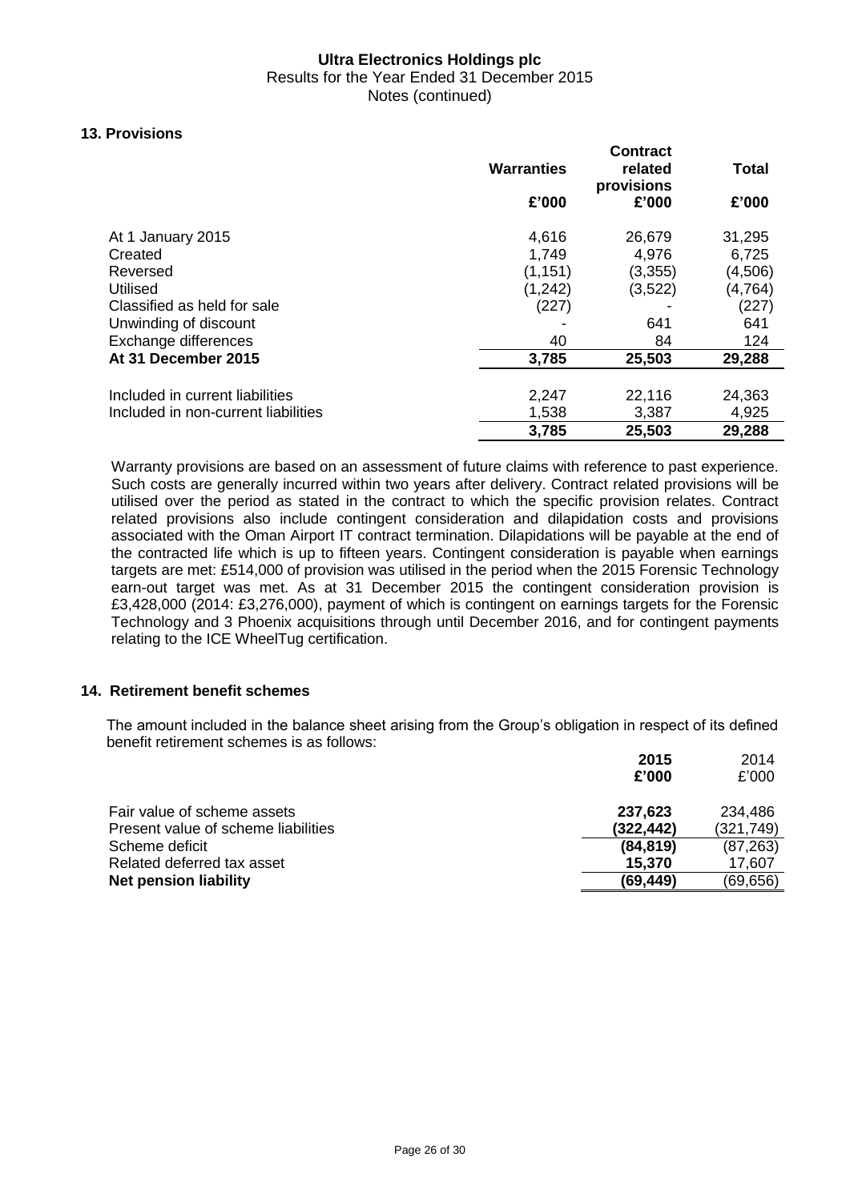## 13. Provisions

| | Warranties | Contract related provisions | Total |
|---|---|---|---|
| | £'000 | £'000 | £'000 |
| At 1 January 2015 | 4,616 | 26,679 | 31,295 |
| Created | 1,749 | 4,976 | 6,725 |
| Reversed | (1,151) | (3,355) | (4,506) |
| Utilised | (1,242) | (3,522) | (4,764) |
| Classified as held for sale | (227) | - | (227) |
| Unwinding of discount | - | 641 | 641 |
| Exchange differences | 40 | 84 | 124 |
| **At 31 December 2015** | **3,785** | **25,503** | **29,288** |
| | | | |
| Included in current liabilities | 2,247 | 22,116 | 24,363 |
| Included in non-current liabilities | 1,538 | 3,387 | 4,925 |
| | **3,785** | **25,503** | **29,288** |

Warranty provisions are based on an assessment of future claims with reference to past experience. Such costs are generally incurred within two years after delivery. Contract related provisions will be utilised over the period as stated in the contract to which the specific provision relates. Contract related provisions also include contingent consideration and dilapidation costs and provisions associated with the Oman Airport IT contract termination. Dilapidations will be payable at the end of the contracted life which is up to fifteen years. Contingent consideration is payable when earnings targets are met: £514,000 of provision was utilised in the period when the 2015 Forensic Technology earn-out target was met. As at 31 December 2015 the contingent consideration provision is £3,428,000 (2014: £3,276,000), payment of which is contingent on earnings targets for the Forensic Technology and 3 Phoenix acquisitions through until December 2016, and for contingent payments relating to the ICE WheelTug certification.

## 14. Retirement benefit schemes

The amount included in the balance sheet arising from the Group's obligation in respect of its defined benefit retirement schemes is as follows:

| | 2015 | 2014 |
|---|---|---|
| | £'000 | £'000 |
| Fair value of scheme assets | **237,623** | 234,486 |
| Present value of scheme liabilities | **(322,442)** | (321,749) |
| Scheme deficit | **(84,819)** | (87,263) |
| Related deferred tax asset | **15,370** | 17,607 |
| **Net pension liability** | **(69,449)** | (69,656) |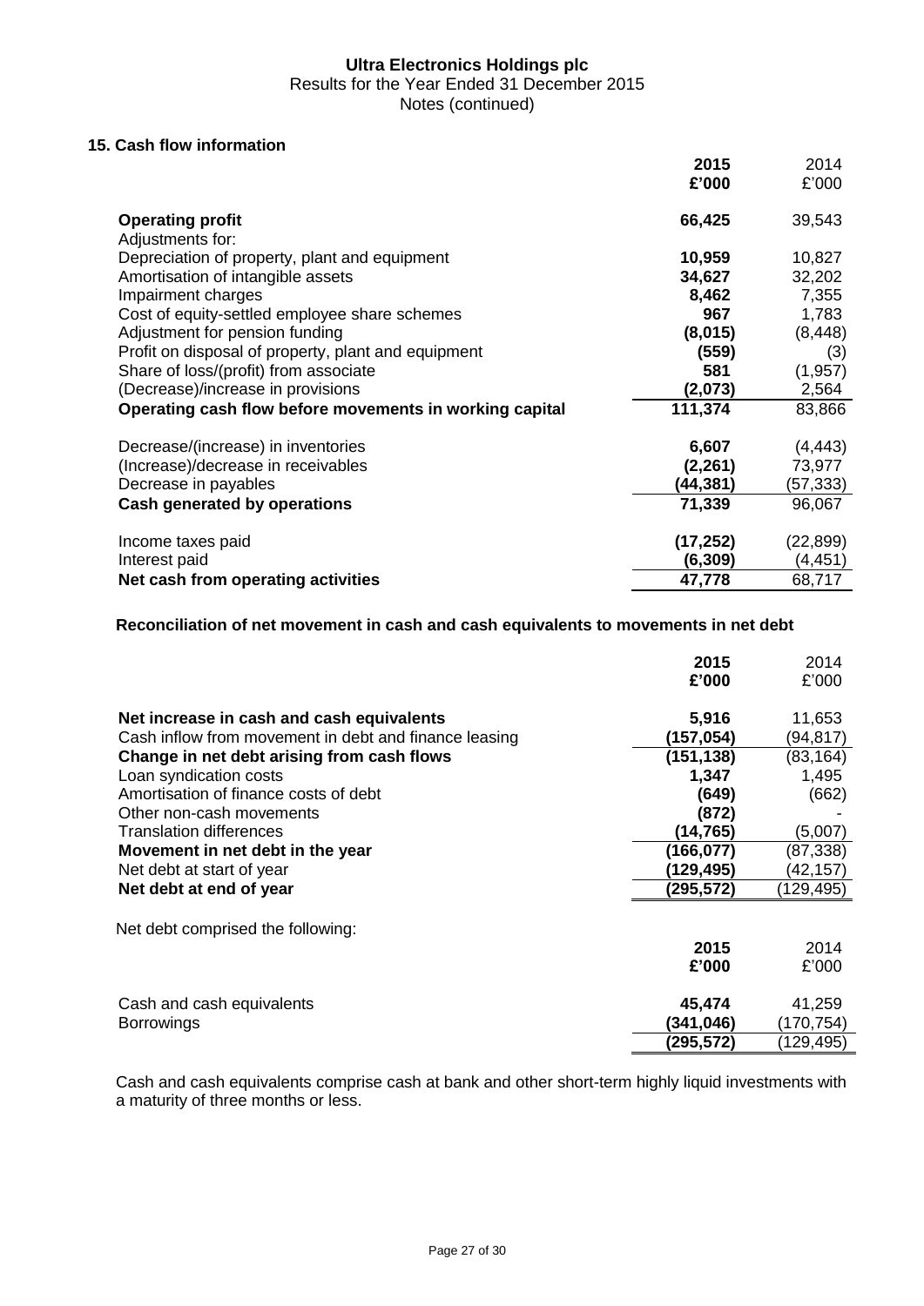Ultra Electronics Holdings plc
Results for the Year Ended 31 December 2015
Notes (continued)

## 15. Cash flow information

| | 2015 £'000 | 2014 £'000 |
|---|---|---|
| **Operating profit** | **66,425** | 39,543 |
| Adjustments for: | | |
| Depreciation of property, plant and equipment | **10,959** | 10,827 |
| Amortisation of intangible assets | **34,627** | 32,202 |
| Impairment charges | **8,462** | 7,355 |
| Cost of equity-settled employee share schemes | **967** | 1,783 |
| Adjustment for pension funding | **(8,015)** | (8,448) |
| Profit on disposal of property, plant and equipment | **(559)** | (3) |
| Share of loss/(profit) from associate | **581** | (1,957) |
| (Decrease)/increase in provisions | **(2,073)** | 2,564 |
| **Operating cash flow before movements in working capital** | **111,374** | 83,866 |
| Decrease/(increase) in inventories | **6,607** | (4,443) |
| (Increase)/decrease in receivables | **(2,261)** | 73,977 |
| Decrease in payables | **(44,381)** | (57,333) |
| **Cash generated by operations** | **71,339** | 96,067 |
| Income taxes paid | **(17,252)** | (22,899) |
| Interest paid | **(6,309)** | (4,451) |
| **Net cash from operating activities** | **47,778** | 68,717 |

**Reconciliation of net movement in cash and cash equivalents to movements in net debt**

| | 2015 £'000 | 2014 £'000 |
|---|---|---|
| **Net increase in cash and cash equivalents** | **5,916** | 11,653 |
| Cash inflow from movement in debt and finance leasing | **(157,054)** | (94,817) |
| **Change in net debt arising from cash flows** | **(151,138)** | (83,164) |
| Loan syndication costs | **1,347** | 1,495 |
| Amortisation of finance costs of debt | **(649)** | (662) |
| Other non-cash movements | **(872)** | - |
| Translation differences | **(14,765)** | (5,007) |
| **Movement in net debt in the year** | **(166,077)** | (87,338) |
| Net debt at start of year | **(129,495)** | (42,157) |
| **Net debt at end of year** | **(295,572)** | (129,495) |

Net debt comprised the following:

| | 2015 £'000 | 2014 £'000 |
|---|---|---|
| Cash and cash equivalents | **45,474** | 41,259 |
| Borrowings | **(341,046)** | (170,754) |
| | **(295,572)** | (129,495) |

Cash and cash equivalents comprise cash at bank and other short-term highly liquid investments with a maturity of three months or less.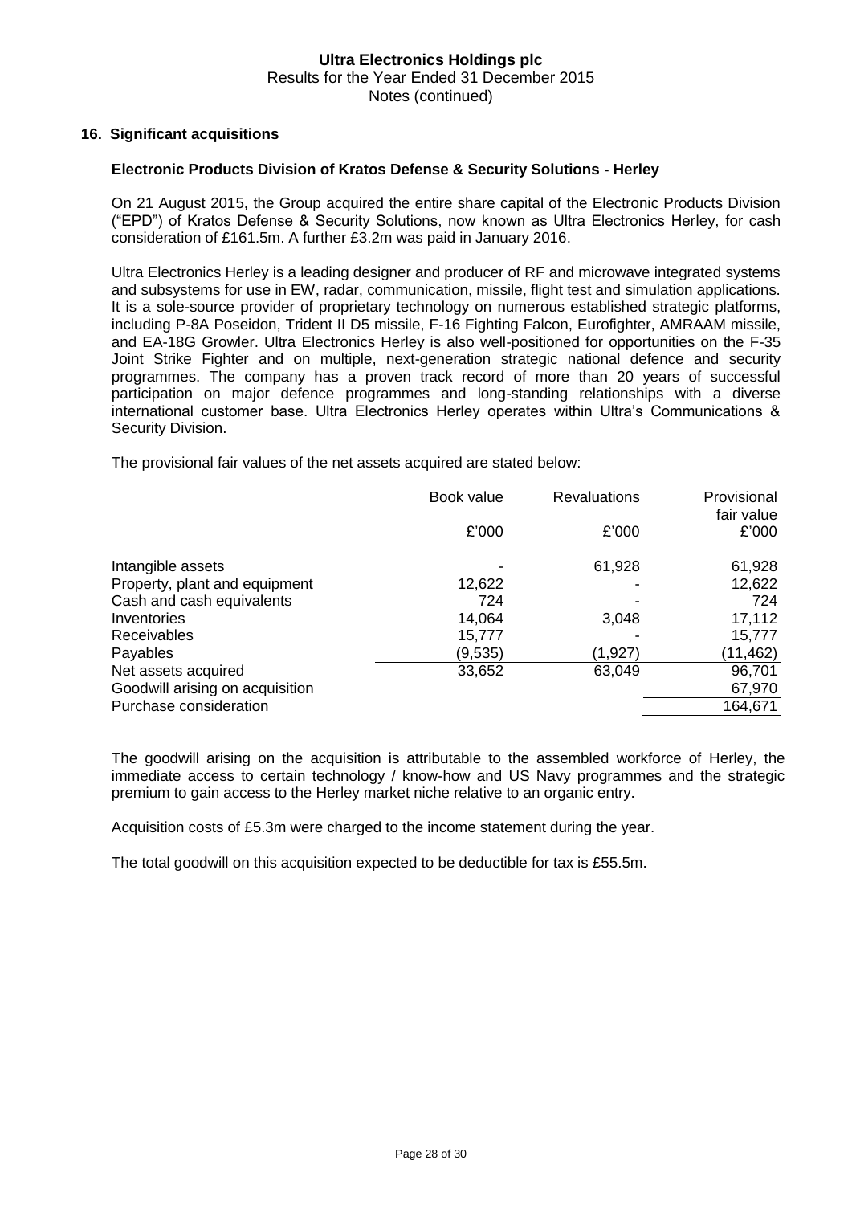## 16. Significant acquisitions

### Electronic Products Division of Kratos Defense & Security Solutions - Herley

On 21 August 2015, the Group acquired the entire share capital of the Electronic Products Division ("EPD") of Kratos Defense & Security Solutions, now known as Ultra Electronics Herley, for cash consideration of £161.5m. A further £3.2m was paid in January 2016.

Ultra Electronics Herley is a leading designer and producer of RF and microwave integrated systems and subsystems for use in EW, radar, communication, missile, flight test and simulation applications. It is a sole-source provider of proprietary technology on numerous established strategic platforms, including P-8A Poseidon, Trident II D5 missile, F-16 Fighting Falcon, Eurofighter, AMRAAM missile, and EA-18G Growler. Ultra Electronics Herley is also well-positioned for opportunities on the F-35 Joint Strike Fighter and on multiple, next-generation strategic national defence and security programmes. The company has a proven track record of more than 20 years of successful participation on major defence programmes and long-standing relationships with a diverse international customer base. Ultra Electronics Herley operates within Ultra's Communications & Security Division.

The provisional fair values of the net assets acquired are stated below:

| | Book value £'000 | Revaluations £'000 | Provisional fair value £'000 |
|---|---|---|---|
| Intangible assets | - | 61,928 | 61,928 |
| Property, plant and equipment | 12,622 | - | 12,622 |
| Cash and cash equivalents | 724 | - | 724 |
| Inventories | 14,064 | 3,048 | 17,112 |
| Receivables | 15,777 | - | 15,777 |
| Payables | (9,535) | (1,927) | (11,462) |
| Net assets acquired | 33,652 | 63,049 | 96,701 |
| Goodwill arising on acquisition | | | 67,970 |
| Purchase consideration | | | 164,671 |

The goodwill arising on the acquisition is attributable to the assembled workforce of Herley, the immediate access to certain technology / know-how and US Navy programmes and the strategic premium to gain access to the Herley market niche relative to an organic entry.

Acquisition costs of £5.3m were charged to the income statement during the year.

The total goodwill on this acquisition expected to be deductible for tax is £55.5m.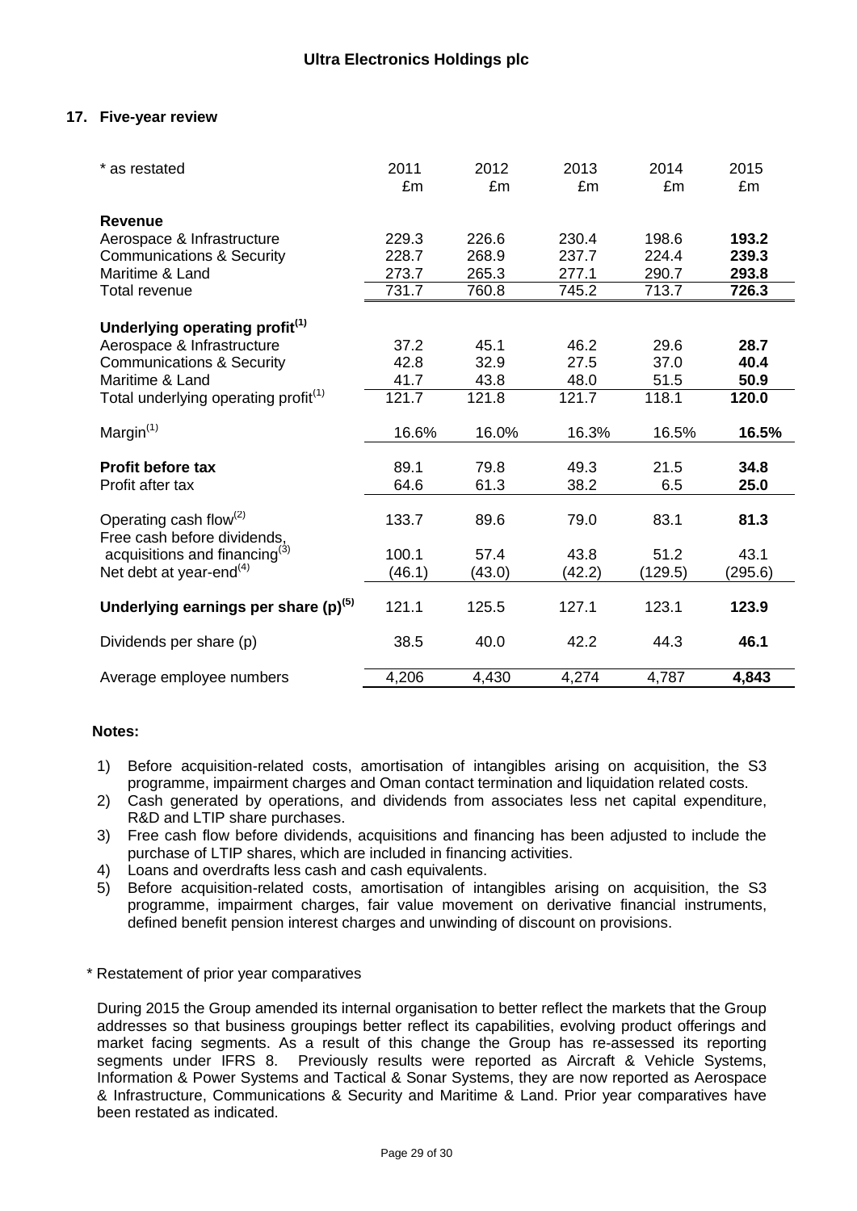**Ultra Electronics Holdings plc**

## 17. Five-year review

| * as restated | 2011 £m | 2012 £m | 2013 £m | 2014 £m | 2015 £m |
|---|---|---|---|---|---|
| **Revenue** | | | | | |
| Aerospace & Infrastructure | 229.3 | 226.6 | 230.4 | 198.6 | **193.2** |
| Communications & Security | 228.7 | 268.9 | 237.7 | 224.4 | **239.3** |
| Maritime & Land | 273.7 | 265.3 | 277.1 | 290.7 | **293.8** |
| Total revenue | 731.7 | 760.8 | 745.2 | 713.7 | **726.3** |
| **Underlying operating profit[(1)]** | | | | | |
| Aerospace & Infrastructure | 37.2 | 45.1 | 46.2 | 29.6 | **28.7** |
| Communications & Security | 42.8 | 32.9 | 27.5 | 37.0 | **40.4** |
| Maritime & Land | 41.7 | 43.8 | 48.0 | 51.5 | **50.9** |
| Total underlying operating profit[(1)] | 121.7 | 121.8 | 121.7 | 118.1 | **120.0** |
| Margin[(1)] | 16.6% | 16.0% | 16.3% | 16.5% | **16.5%** |
| **Profit before tax** | 89.1 | 79.8 | 49.3 | 21.5 | **34.8** |
| Profit after tax | 64.6 | 61.3 | 38.2 | 6.5 | **25.0** |
| Operating cash flow[(2)] | 133.7 | 89.6 | 79.0 | 83.1 | **81.3** |
| Free cash before dividends, acquisitions and financing[(3)] | 100.1 | 57.4 | 43.8 | 51.2 | 43.1 |
| Net debt at year-end[(4)] | (46.1) | (43.0) | (42.2) | (129.5) | (295.6) |
| **Underlying earnings per share (p)[(5)]** | 121.1 | 125.5 | 127.1 | 123.1 | **123.9** |
| Dividends per share (p) | 38.5 | 40.0 | 42.2 | 44.3 | **46.1** |
| Average employee numbers | 4,206 | 4,430 | 4,274 | 4,787 | **4,843** |

**Notes:**

1) Before acquisition-related costs, amortisation of intangibles arising on acquisition, the S3 programme, impairment charges and Oman contact termination and liquidation related costs.
2) Cash generated by operations, and dividends from associates less net capital expenditure, R&D and LTIP share purchases.
3) Free cash flow before dividends, acquisitions and financing has been adjusted to include the purchase of LTIP shares, which are included in financing activities.
4) Loans and overdrafts less cash and cash equivalents.
5) Before acquisition-related costs, amortisation of intangibles arising on acquisition, the S3 programme, impairment charges, fair value movement on derivative financial instruments, defined benefit pension interest charges and unwinding of discount on provisions.

\* Restatement of prior year comparatives

During 2015 the Group amended its internal organisation to better reflect the markets that the Group addresses so that business groupings better reflect its capabilities, evolving product offerings and market facing segments. As a result of this change the Group has re-assessed its reporting segments under IFRS 8. Previously results were reported as Aircraft & Vehicle Systems, Information & Power Systems and Tactical & Sonar Systems, they are now reported as Aerospace & Infrastructure, Communications & Security and Maritime & Land. Prior year comparatives have been restated as indicated.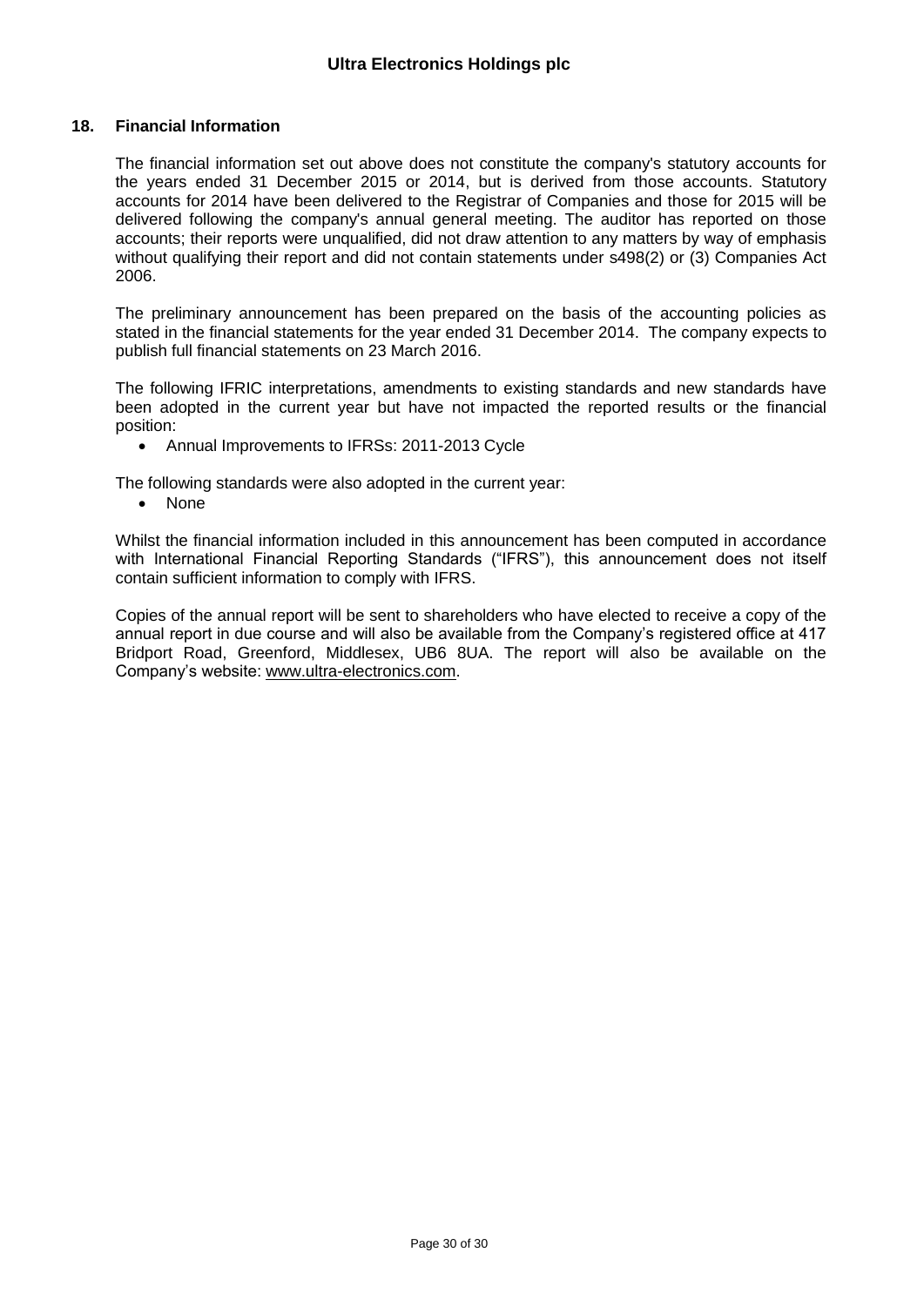## 18. Financial Information

The financial information set out above does not constitute the company's statutory accounts for the years ended 31 December 2015 or 2014, but is derived from those accounts. Statutory accounts for 2014 have been delivered to the Registrar of Companies and those for 2015 will be delivered following the company's annual general meeting. The auditor has reported on those accounts; their reports were unqualified, did not draw attention to any matters by way of emphasis without qualifying their report and did not contain statements under s498(2) or (3) Companies Act 2006.

The preliminary announcement has been prepared on the basis of the accounting policies as stated in the financial statements for the year ended 31 December 2014. The company expects to publish full financial statements on 23 March 2016.

The following IFRIC interpretations, amendments to existing standards and new standards have been adopted in the current year but have not impacted the reported results or the financial position:

- Annual Improvements to IFRSs: 2011-2013 Cycle

The following standards were also adopted in the current year:

- None

Whilst the financial information included in this announcement has been computed in accordance with International Financial Reporting Standards ("IFRS"), this announcement does not itself contain sufficient information to comply with IFRS.

Copies of the annual report will be sent to shareholders who have elected to receive a copy of the annual report in due course and will also be available from the Company's registered office at 417 Bridport Road, Greenford, Middlesex, UB6 8UA. The report will also be available on the Company's website: www.ultra-electronics.com.